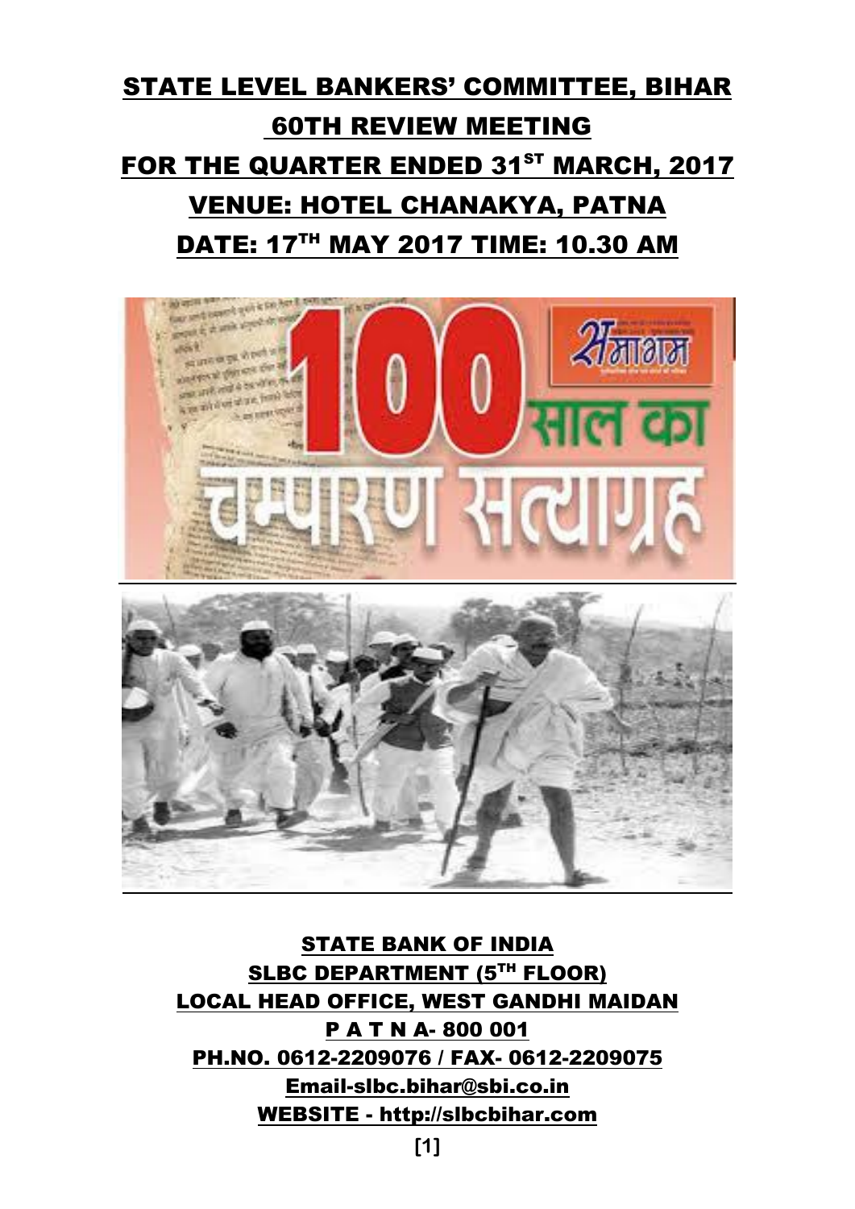# STATE LEVEL BANKERS' COMMITTEE, BIHAR

## 60TH REVIEW MEETING

## FOR THE QUARTER ENDED 31ST MARCH, 2017

## VENUE: HOTEL CHANAKYA, PATNA

## DATE: 17TH MAY 2017 TIME: 10.30 AM

**STATE BANK OF INDIA**

**SLBC DEPARTMENT (5TH FLOOR)**

**LOCAL HEAD OFFICE, WEST GANDHI MAIDAN**

**P A T N A- 800 001**

**PH.NO. 0612-2209076 / FAX- 0612-2209075**

**Email-slbc.bihar@sbi.co.in**

**WEBSITE - http://slbcbihar.com**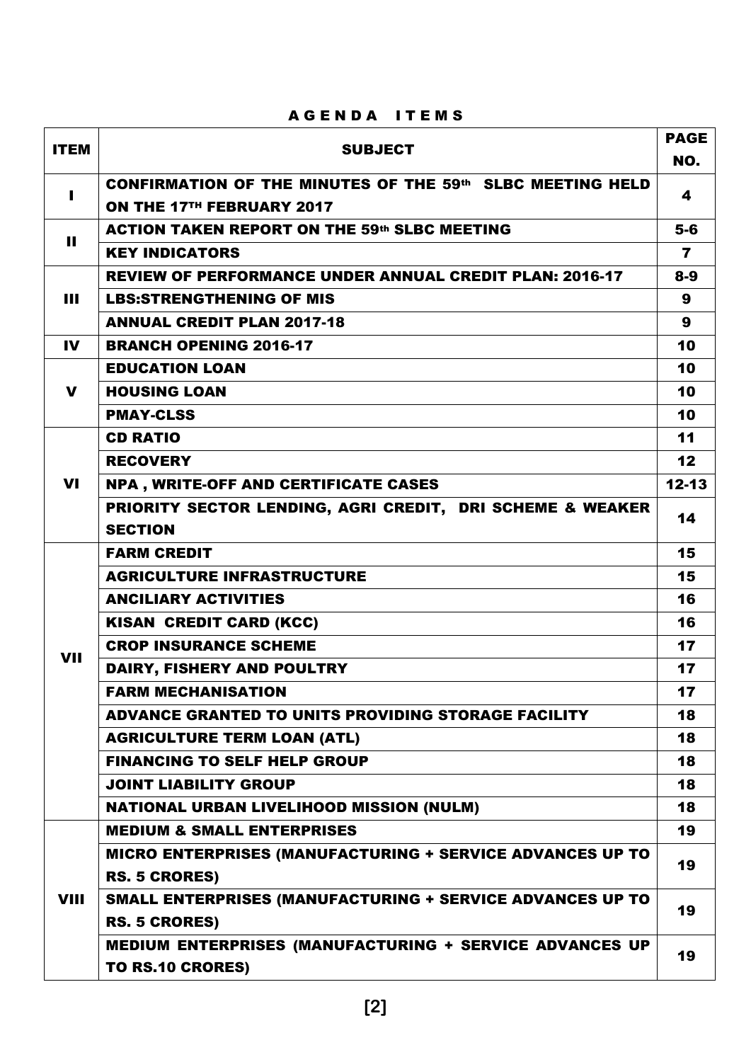# A G E N D A   I T E M S

| ITEM | SUBJECT | PAGE NO. |
|---|---|---|
| I | CONFIRMATION OF THE MINUTES OF THE 59th SLBC MEETING HELD ON THE 17TH FEBRUARY 2017 | 4 |
| II | ACTION TAKEN REPORT ON THE 59th SLBC MEETING | 5-6 |
| | KEY INDICATORS | 7 |
| III | REVIEW OF PERFORMANCE UNDER ANNUAL CREDIT PLAN: 2016-17 | 8-9 |
| | LBS:STRENGTHENING OF MIS | 9 |
| | ANNUAL CREDIT PLAN 2017-18 | 9 |
| IV | BRANCH OPENING 2016-17 | 10 |
| V | EDUCATION LOAN | 10 |
| | HOUSING LOAN | 10 |
| | PMAY-CLSS | 10 |
| VI | CD RATIO | 11 |
| | RECOVERY | 12 |
| | NPA , WRITE-OFF AND CERTIFICATE CASES | 12-13 |
| | PRIORITY SECTOR LENDING, AGRI CREDIT, DRI SCHEME & WEAKER SECTION | 14 |
| VII | FARM CREDIT | 15 |
| | AGRICULTURE INFRASTRUCTURE | 15 |
| | ANCILIARY ACTIVITIES | 16 |
| | KISAN CREDIT CARD (KCC) | 16 |
| | CROP INSURANCE SCHEME | 17 |
| | DAIRY, FISHERY AND POULTRY | 17 |
| | FARM MECHANISATION | 17 |
| | ADVANCE GRANTED TO UNITS PROVIDING STORAGE FACILITY | 18 |
| | AGRICULTURE TERM LOAN (ATL) | 18 |
| | FINANCING TO SELF HELP GROUP | 18 |
| | JOINT LIABILITY GROUP | 18 |
| | NATIONAL URBAN LIVELIHOOD MISSION (NULM) | 18 |
| VIII | MEDIUM & SMALL ENTERPRISES | 19 |
| | MICRO ENTERPRISES (MANUFACTURING + SERVICE ADVANCES UP TO RS. 5 CRORES) | 19 |
| | SMALL ENTERPRISES (MANUFACTURING + SERVICE ADVANCES UP TO RS. 5 CRORES) | 19 |
| | MEDIUM ENTERPRISES (MANUFACTURING + SERVICE ADVANCES UP TO RS.10 CRORES) | 19 |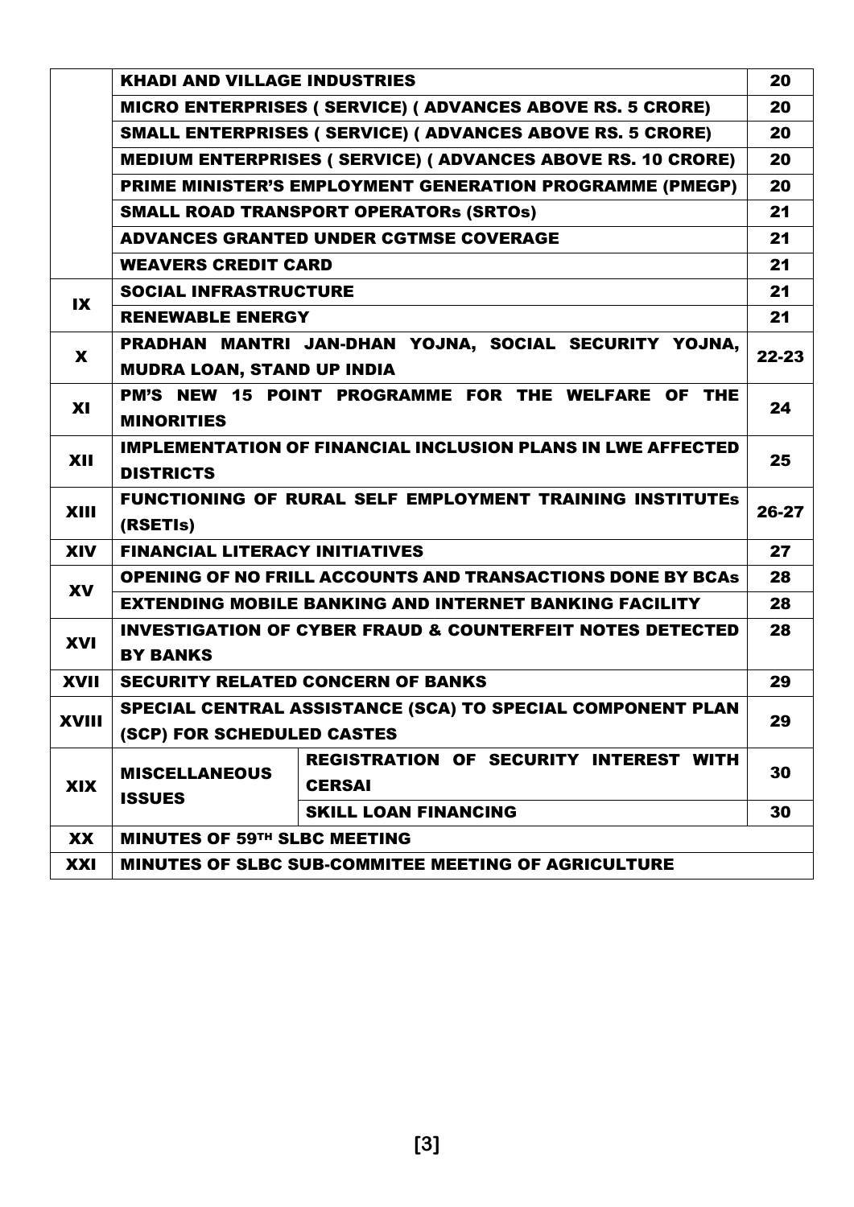| | | | |
|---|---|---|---|
| | KHADI AND VILLAGE INDUSTRIES | | 20 |
| | MICRO ENTERPRISES ( SERVICE) ( ADVANCES ABOVE RS. 5 CRORE) | | 20 |
| | SMALL ENTERPRISES ( SERVICE) ( ADVANCES ABOVE RS. 5 CRORE) | | 20 |
| | MEDIUM ENTERPRISES ( SERVICE) ( ADVANCES ABOVE RS. 10 CRORE) | | 20 |
| | PRIME MINISTER'S EMPLOYMENT GENERATION PROGRAMME (PMEGP) | | 20 |
| | SMALL ROAD TRANSPORT OPERATORs (SRTOs) | | 21 |
| | ADVANCES GRANTED UNDER CGTMSE COVERAGE | | 21 |
| | WEAVERS CREDIT CARD | | 21 |
| IX | SOCIAL INFRASTRUCTURE | | 21 |
| | RENEWABLE ENERGY | | 21 |
| X | PRADHAN MANTRI JAN-DHAN YOJNA, SOCIAL SECURITY YOJNA, MUDRA LOAN, STAND UP INDIA | | 22-23 |
| XI | PM'S NEW 15 POINT PROGRAMME FOR THE WELFARE OF THE MINORITIES | | 24 |
| XII | IMPLEMENTATION OF FINANCIAL INCLUSION PLANS IN LWE AFFECTED DISTRICTS | | 25 |
| XIII | FUNCTIONING OF RURAL SELF EMPLOYMENT TRAINING INSTITUTEs (RSETIs) | | 26-27 |
| XIV | FINANCIAL LITERACY INITIATIVES | | 27 |
| XV | OPENING OF NO FRILL ACCOUNTS AND TRANSACTIONS DONE BY BCAs | | 28 |
| | EXTENDING MOBILE BANKING AND INTERNET BANKING FACILITY | | 28 |
| XVI | INVESTIGATION OF CYBER FRAUD & COUNTERFEIT NOTES DETECTED BY BANKS | | 28 |
| XVII | SECURITY RELATED CONCERN OF BANKS | | 29 |
| XVIII | SPECIAL CENTRAL ASSISTANCE (SCA) TO SPECIAL COMPONENT PLAN (SCP) FOR SCHEDULED CASTES | | 29 |
| XIX | MISCELLANEOUS ISSUES | REGISTRATION OF SECURITY INTEREST WITH CERSAI | 30 |
| | | SKILL LOAN FINANCING | 30 |
| XX | MINUTES OF 59TH SLBC MEETING | | |
| XXI | MINUTES OF SLBC SUB-COMMITEE MEETING OF AGRICULTURE | | |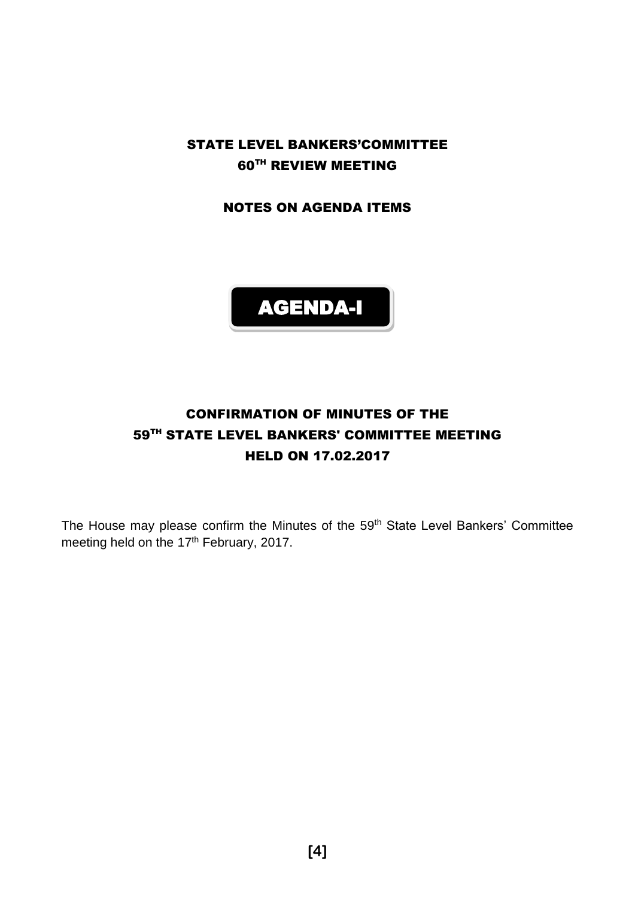# STATE LEVEL BANKERS'COMMITTEE

## 60TH REVIEW MEETING

## NOTES ON AGENDA ITEMS

## AGENDA-I

## CONFIRMATION OF MINUTES OF THE 59TH STATE LEVEL BANKERS' COMMITTEE MEETING HELD ON 17.02.2017

The House may please confirm the Minutes of the 59th State Level Bankers' Committee meeting held on the 17th February, 2017.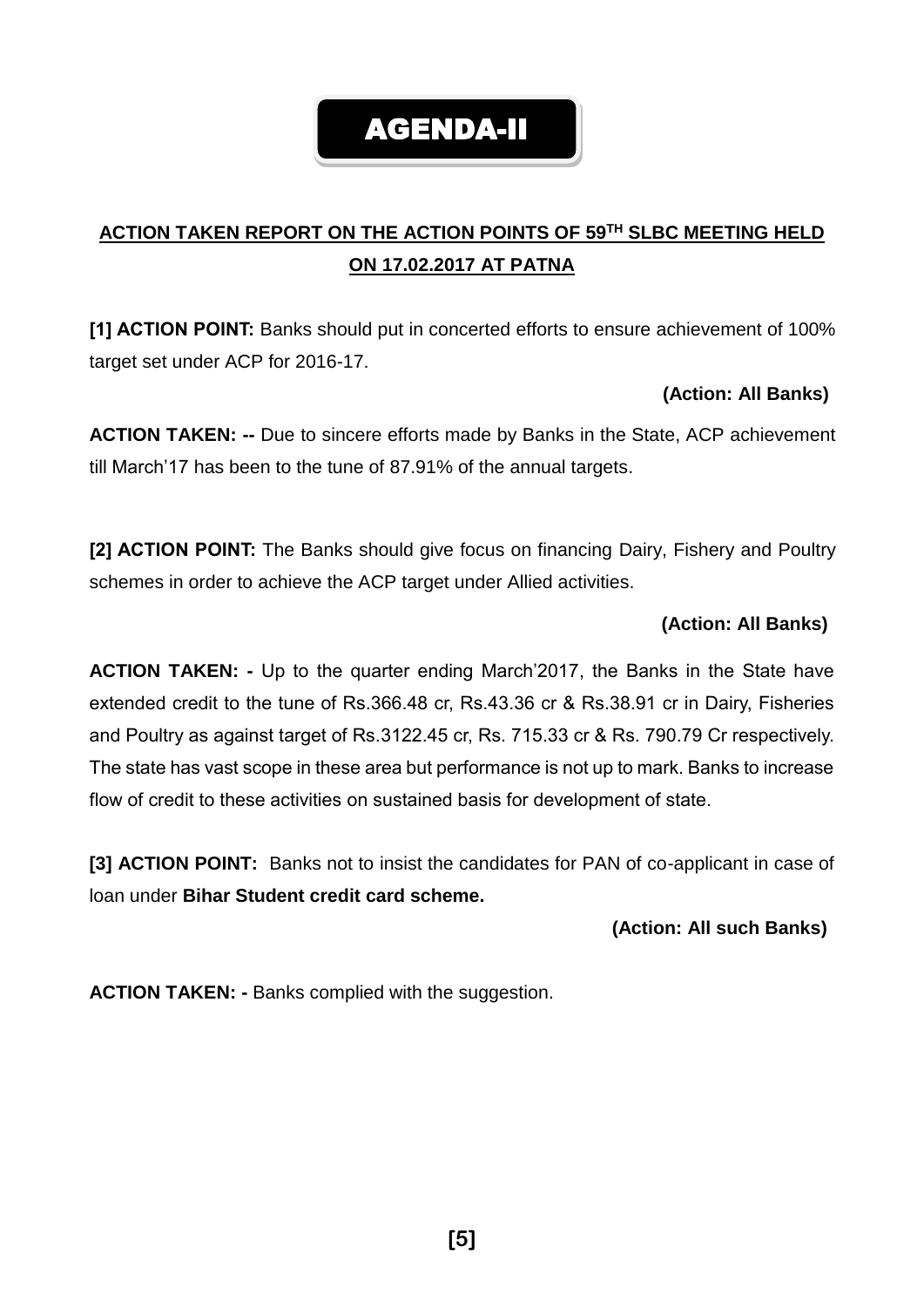# AGENDA-II

**ACTION TAKEN REPORT ON THE ACTION POINTS OF 59[TH] SLBC MEETING HELD ON 17.02.2017 AT PATNA**

**[1] ACTION POINT:** Banks should put in concerted efforts to ensure achievement of 100% target set under ACP for 2016-17.

**(Action: All Banks)**

**ACTION TAKEN: --** Due to sincere efforts made by Banks in the State, ACP achievement till March'17 has been to the tune of 87.91% of the annual targets.

**[2] ACTION POINT:** The Banks should give focus on financing Dairy, Fishery and Poultry schemes in order to achieve the ACP target under Allied activities.

**(Action: All Banks)**

**ACTION TAKEN: -** Up to the quarter ending March'2017, the Banks in the State have extended credit to the tune of Rs.366.48 cr, Rs.43.36 cr & Rs.38.91 cr in Dairy, Fisheries and Poultry as against target of Rs.3122.45 cr, Rs. 715.33 cr & Rs. 790.79 Cr respectively. The state has vast scope in these area but performance is not up to mark. Banks to increase flow of credit to these activities on sustained basis for development of state.

**[3] ACTION POINT:** Banks not to insist the candidates for PAN of co-applicant in case of loan under **Bihar Student credit card scheme.**

**(Action: All such Banks)**

**ACTION TAKEN: -** Banks complied with the suggestion.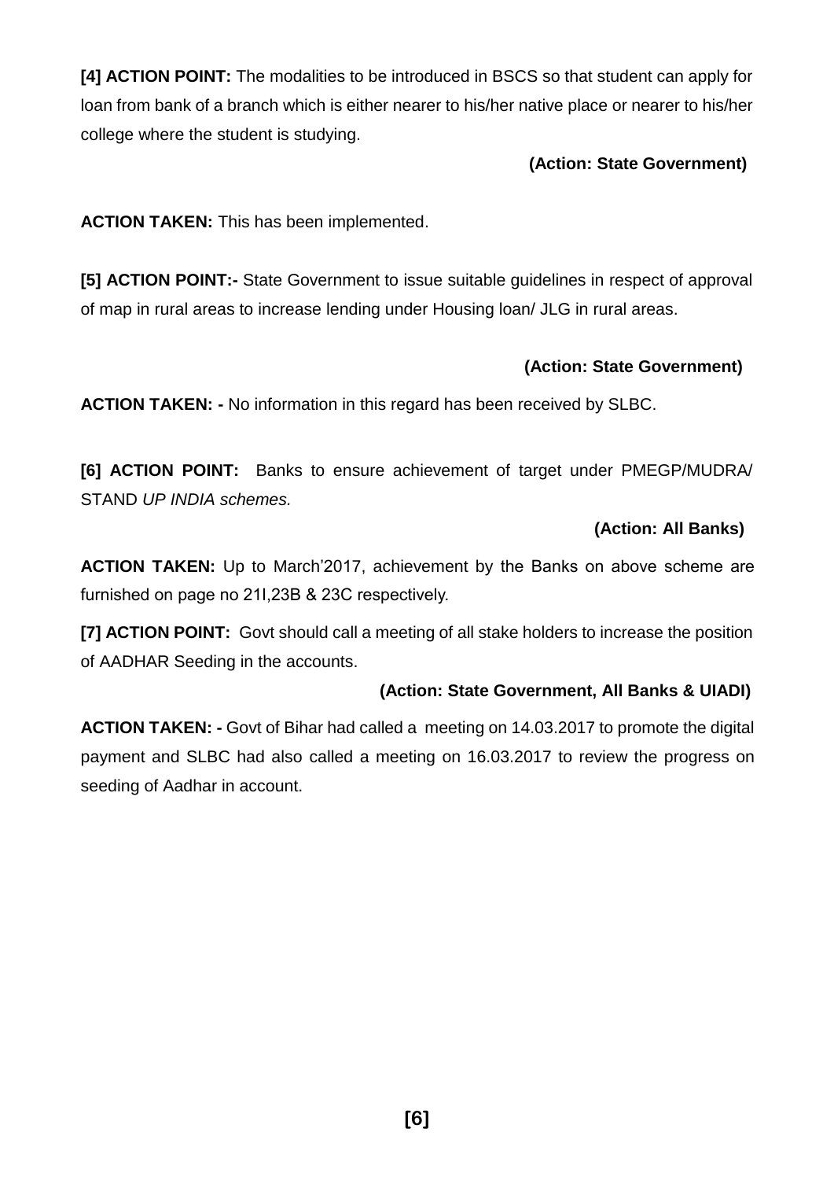**[4] ACTION POINT:** The modalities to be introduced in BSCS so that student can apply for loan from bank of a branch which is either nearer to his/her native place or nearer to his/her college where the student is studying.

**(Action: State Government)**

**ACTION TAKEN:** This has been implemented.

**[5] ACTION POINT:-** State Government to issue suitable guidelines in respect of approval of map in rural areas to increase lending under Housing loan/ JLG in rural areas.

**(Action: State Government)**

**ACTION TAKEN: -** No information in this regard has been received by SLBC.

**[6] ACTION POINT:** Banks to ensure achievement of target under PMEGP/MUDRA/ STAND *UP INDIA schemes.*

**(Action: All Banks)**

**ACTION TAKEN:** Up to March'2017, achievement by the Banks on above scheme are furnished on page no 21I,23B & 23C respectively.

**[7] ACTION POINT:** Govt should call a meeting of all stake holders to increase the position of AADHAR Seeding in the accounts.

**(Action: State Government, All Banks & UIADI)**

**ACTION TAKEN: -** Govt of Bihar had called a meeting on 14.03.2017 to promote the digital payment and SLBC had also called a meeting on 16.03.2017 to review the progress on seeding of Aadhar in account.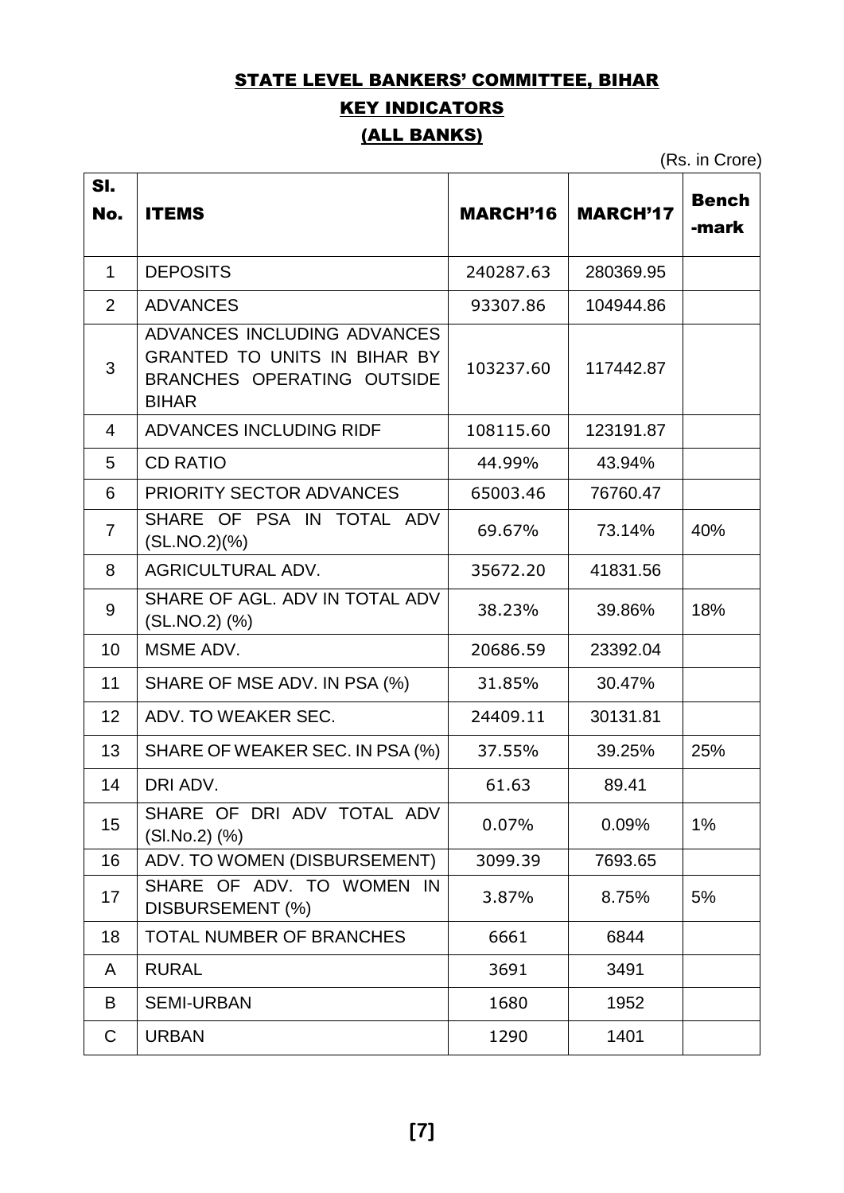## STATE LEVEL BANKERS' COMMITTEE, BIHAR

## KEY INDICATORS

## (ALL BANKS)

(Rs. in Crore)

| Sl. No. | ITEMS | MARCH'16 | MARCH'17 | Bench -mark |
|---|---|---|---|---|
| 1 | DEPOSITS | 240287.63 | 280369.95 | |
| 2 | ADVANCES | 93307.86 | 104944.86 | |
| 3 | ADVANCES INCLUDING ADVANCES GRANTED TO UNITS IN BIHAR BY BRANCHES OPERATING OUTSIDE BIHAR | 103237.60 | 117442.87 | |
| 4 | ADVANCES INCLUDING RIDF | 108115.60 | 123191.87 | |
| 5 | CD RATIO | 44.99% | 43.94% | |
| 6 | PRIORITY SECTOR ADVANCES | 65003.46 | 76760.47 | |
| 7 | SHARE OF PSA IN TOTAL ADV (SL.NO.2)(%) | 69.67% | 73.14% | 40% |
| 8 | AGRICULTURAL ADV. | 35672.20 | 41831.56 | |
| 9 | SHARE OF AGL. ADV IN TOTAL ADV (SL.NO.2) (%) | 38.23% | 39.86% | 18% |
| 10 | MSME ADV. | 20686.59 | 23392.04 | |
| 11 | SHARE OF MSE ADV. IN PSA (%) | 31.85% | 30.47% | |
| 12 | ADV. TO WEAKER SEC. | 24409.11 | 30131.81 | |
| 13 | SHARE OF WEAKER SEC. IN PSA (%) | 37.55% | 39.25% | 25% |
| 14 | DRI ADV. | 61.63 | 89.41 | |
| 15 | SHARE OF DRI ADV TOTAL ADV (Sl.No.2) (%) | 0.07% | 0.09% | 1% |
| 16 | ADV. TO WOMEN (DISBURSEMENT) | 3099.39 | 7693.65 | |
| 17 | SHARE OF ADV. TO WOMEN IN DISBURSEMENT (%) | 3.87% | 8.75% | 5% |
| 18 | TOTAL NUMBER OF BRANCHES | 6661 | 6844 | |
| A | RURAL | 3691 | 3491 | |
| B | SEMI-URBAN | 1680 | 1952 | |
| C | URBAN | 1290 | 1401 | |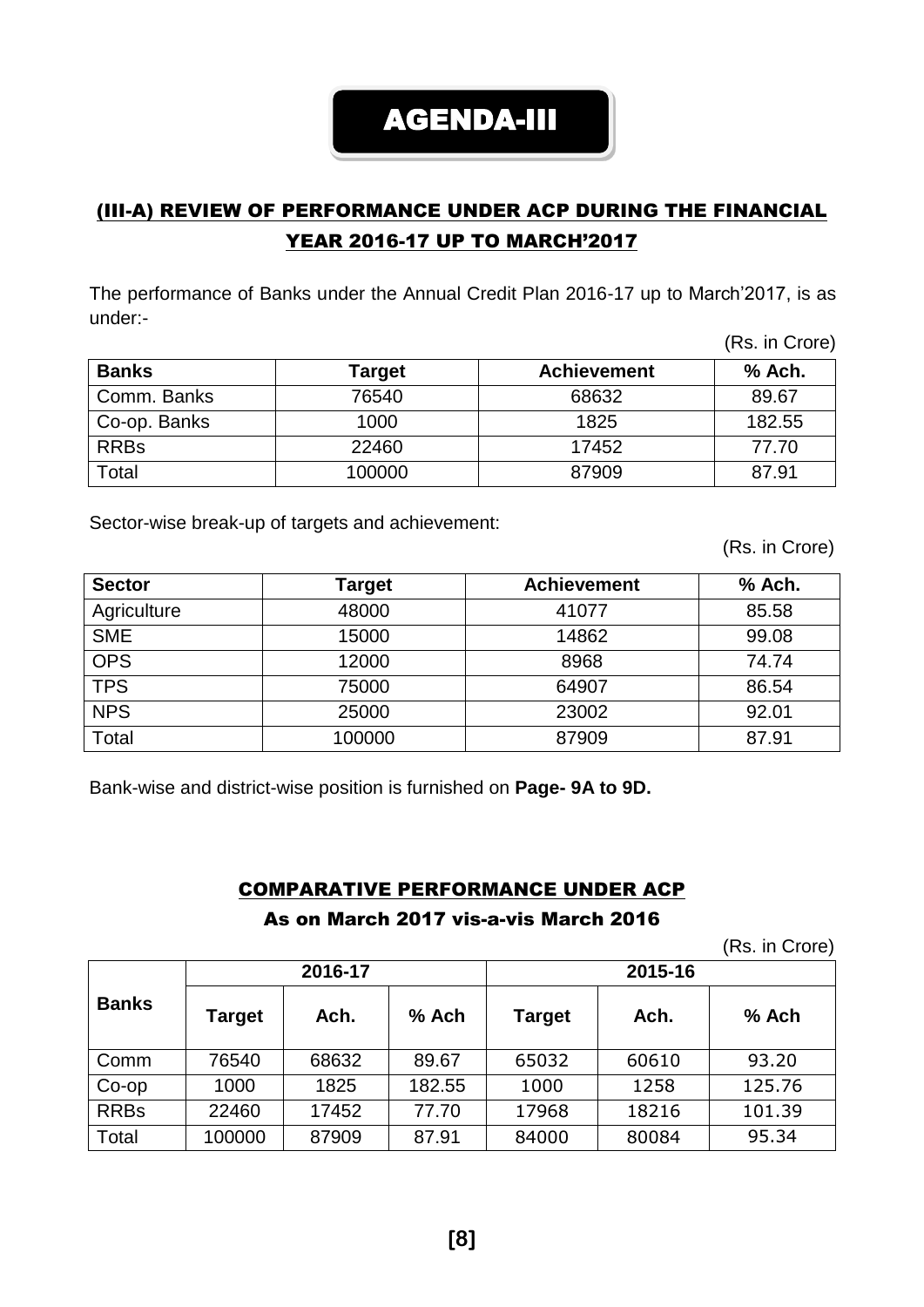# AGENDA-III

## (III-A) REVIEW OF PERFORMANCE UNDER ACP DURING THE FINANCIAL YEAR 2016-17 UP TO MARCH'2017

The performance of Banks under the Annual Credit Plan 2016-17 up to March'2017, is as under:-

(Rs. in Crore)

| Banks | Target | Achievement | % Ach. |
|---|---|---|---|
| Comm. Banks | 76540 | 68632 | 89.67 |
| Co-op. Banks | 1000 | 1825 | 182.55 |
| RRBs | 22460 | 17452 | 77.70 |
| Total | 100000 | 87909 | 87.91 |

Sector-wise break-up of targets and achievement:

(Rs. in Crore)

| Sector | Target | Achievement | % Ach. |
|---|---|---|---|
| Agriculture | 48000 | 41077 | 85.58 |
| SME | 15000 | 14862 | 99.08 |
| OPS | 12000 | 8968 | 74.74 |
| TPS | 75000 | 64907 | 86.54 |
| NPS | 25000 | 23002 | 92.01 |
| Total | 100000 | 87909 | 87.91 |

Bank-wise and district-wise position is furnished on **Page- 9A to 9D.**

### COMPARATIVE PERFORMANCE UNDER ACP

### As on March 2017 vis-a-vis March 2016

(Rs. in Crore)

| Banks | 2016-17 | | | 2015-16 | | |
|---|---|---|---|---|---|---|
| | Target | Ach. | % Ach | Target | Ach. | % Ach |
| Comm | 76540 | 68632 | 89.67 | 65032 | 60610 | 93.20 |
| Co-op | 1000 | 1825 | 182.55 | 1000 | 1258 | 125.76 |
| RRBs | 22460 | 17452 | 77.70 | 17968 | 18216 | 101.39 |
| Total | 100000 | 87909 | 87.91 | 84000 | 80084 | 95.34 |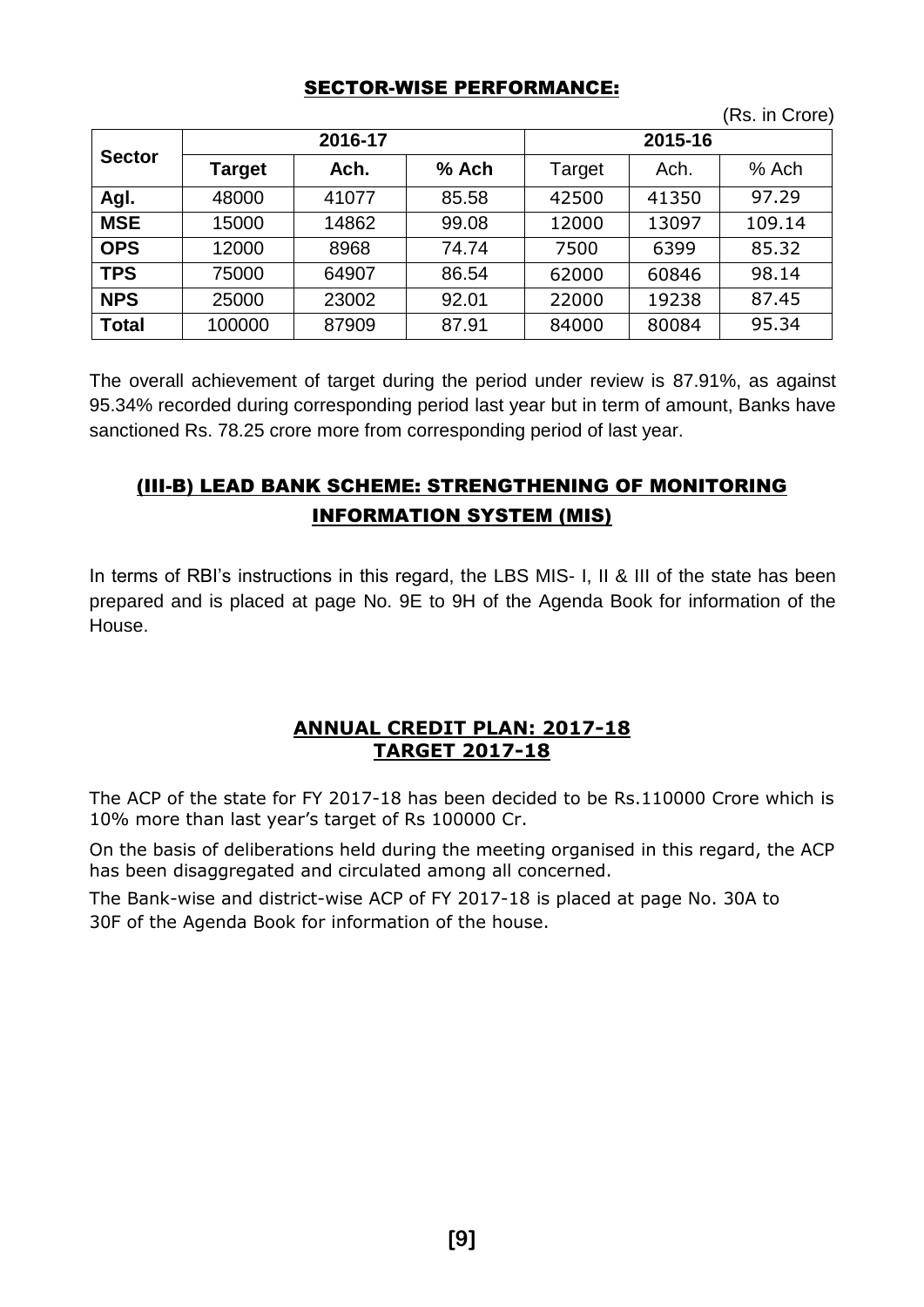## SECTOR-WISE PERFORMANCE:

(Rs. in Crore)

| Sector | 2016-17 | | | 2015-16 | | |
|---|---|---|---|---|---|---|
| | **Target** | **Ach.** | **% Ach** | Target | Ach. | % Ach |
| **Agl.** | 48000 | 41077 | 85.58 | 42500 | 41350 | 97.29 |
| **MSE** | 15000 | 14862 | 99.08 | 12000 | 13097 | 109.14 |
| **OPS** | 12000 | 8968 | 74.74 | 7500 | 6399 | 85.32 |
| **TPS** | 75000 | 64907 | 86.54 | 62000 | 60846 | 98.14 |
| **NPS** | 25000 | 23002 | 92.01 | 22000 | 19238 | 87.45 |
| **Total** | 100000 | 87909 | 87.91 | 84000 | 80084 | 95.34 |

The overall achievement of target during the period under review is 87.91%, as against 95.34% recorded during corresponding period last year but in term of amount, Banks have sanctioned Rs. 78.25 crore more from corresponding period of last year.

## (III-B) LEAD BANK SCHEME: STRENGTHENING OF MONITORING INFORMATION SYSTEM (MIS)

In terms of RBI's instructions in this regard, the LBS MIS- I, II & III of the state has been prepared and is placed at page No. 9E to 9H of the Agenda Book for information of the House.

## ANNUAL CREDIT PLAN: 2017-18
## TARGET 2017-18

The ACP of the state for FY 2017-18 has been decided to be Rs.110000 Crore which is 10% more than last year's target of Rs 100000 Cr.

On the basis of deliberations held during the meeting organised in this regard, the ACP has been disaggregated and circulated among all concerned.

The Bank-wise and district-wise ACP of FY 2017-18 is placed at page No. 30A to 30F of the Agenda Book for information of the house.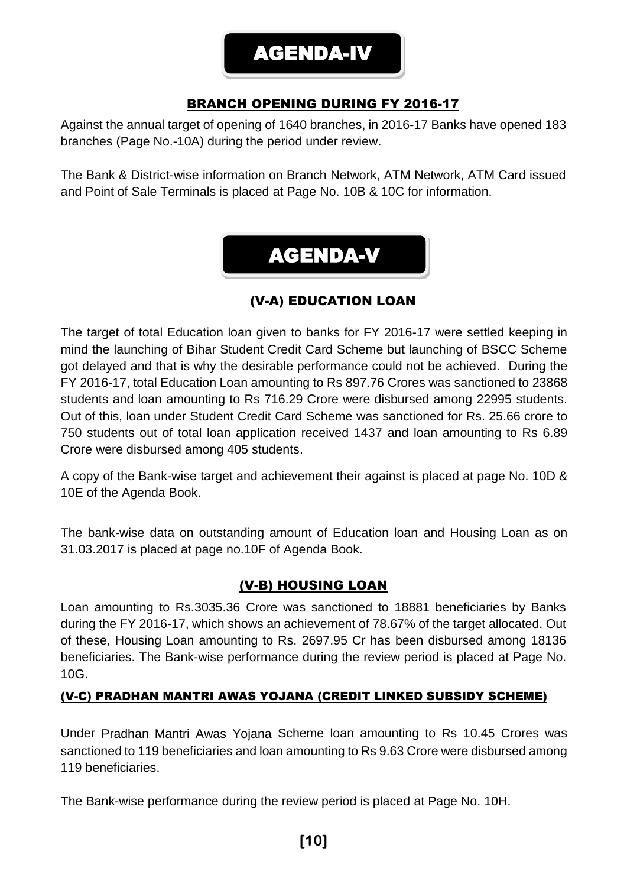# AGENDA-IV

## BRANCH OPENING DURING FY 2016-17

Against the annual target of opening of 1640 branches, in 2016-17 Banks have opened 183 branches (Page No.-10A) during the period under review.

The Bank & District-wise information on Branch Network, ATM Network, ATM Card issued and Point of Sale Terminals is placed at Page No. 10B & 10C for information.

# AGENDA-V

## (V-A) EDUCATION LOAN

The target of total Education loan given to banks for FY 2016-17 were settled keeping in mind the launching of Bihar Student Credit Card Scheme but launching of BSCC Scheme got delayed and that is why the desirable performance could not be achieved. During the FY 2016-17, total Education Loan amounting to Rs 897.76 Crores was sanctioned to 23868 students and loan amounting to Rs 716.29 Crore were disbursed among 22995 students. Out of this, loan under Student Credit Card Scheme was sanctioned for Rs. 25.66 crore to 750 students out of total loan application received 1437 and loan amounting to Rs 6.89 Crore were disbursed among 405 students.

A copy of the Bank-wise target and achievement their against is placed at page No. 10D & 10E of the Agenda Book.

The bank-wise data on outstanding amount of Education loan and Housing Loan as on 31.03.2017 is placed at page no.10F of Agenda Book.

## (V-B) HOUSING LOAN

Loan amounting to Rs.3035.36 Crore was sanctioned to 18881 beneficiaries by Banks during the FY 2016-17, which shows an achievement of 78.67% of the target allocated. Out of these, Housing Loan amounting to Rs. 2697.95 Cr has been disbursed among 18136 beneficiaries. The Bank-wise performance during the review period is placed at Page No. 10G.

### (V-C) PRADHAN MANTRI AWAS YOJANA (CREDIT LINKED SUBSIDY SCHEME)

Under Pradhan Mantri Awas Yojana Scheme loan amounting to Rs 10.45 Crores was sanctioned to 119 beneficiaries and loan amounting to Rs 9.63 Crore were disbursed among 119 beneficiaries.

The Bank-wise performance during the review period is placed at Page No. 10H.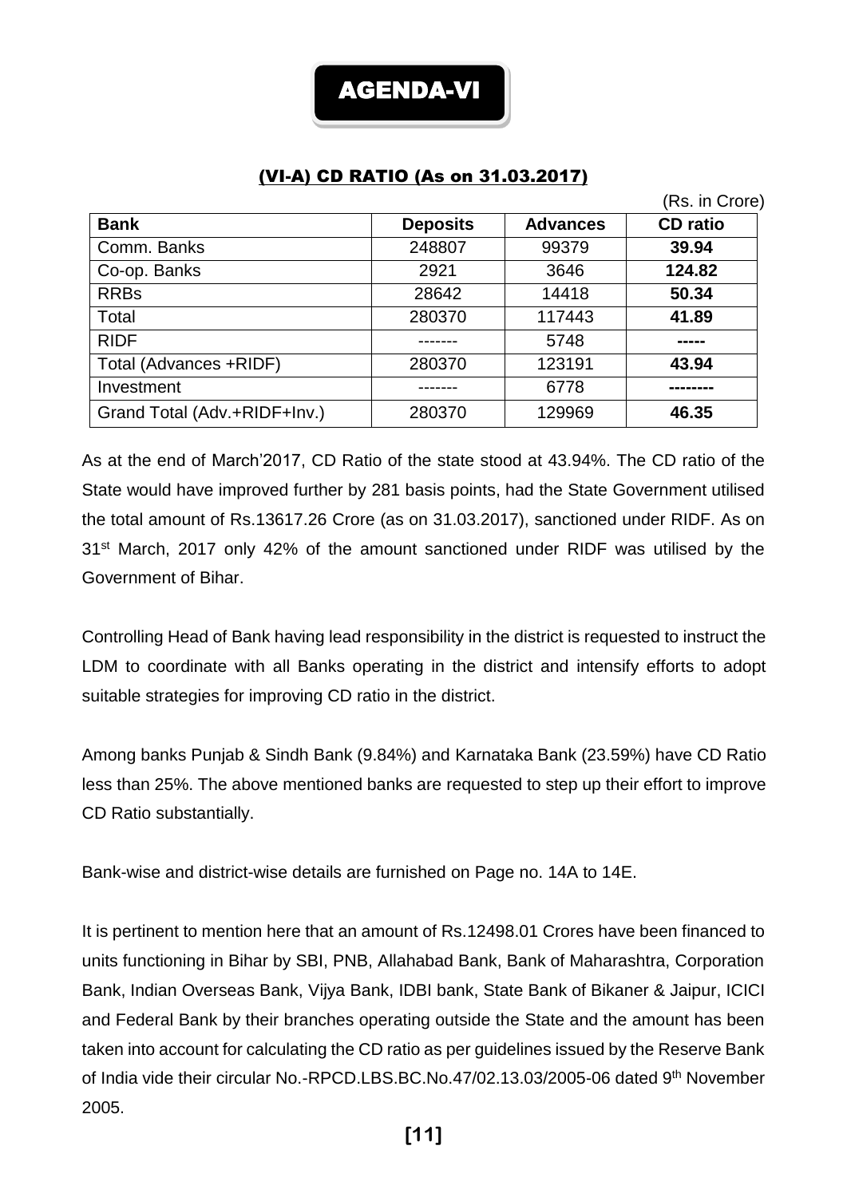# AGENDA-VI

## (VI-A) CD RATIO (As on 31.03.2017)

(Rs. in Crore)

| Bank | Deposits | Advances | CD ratio |
|---|---|---|---|
| Comm. Banks | 248807 | 99379 | **39.94** |
| Co-op. Banks | 2921 | 3646 | **124.82** |
| RRBs | 28642 | 14418 | **50.34** |
| Total | 280370 | 117443 | **41.89** |
| RIDF | ------- | 5748 | **-----** |
| Total (Advances +RIDF) | 280370 | 123191 | **43.94** |
| Investment | ------- | 6778 | **--------** |
| Grand Total (Adv.+RIDF+Inv.) | 280370 | 129969 | **46.35** |

As at the end of March'2017, CD Ratio of the state stood at 43.94%. The CD ratio of the State would have improved further by 281 basis points, had the State Government utilised the total amount of Rs.13617.26 Crore (as on 31.03.2017), sanctioned under RIDF. As on 31st March, 2017 only 42% of the amount sanctioned under RIDF was utilised by the Government of Bihar.

Controlling Head of Bank having lead responsibility in the district is requested to instruct the LDM to coordinate with all Banks operating in the district and intensify efforts to adopt suitable strategies for improving CD ratio in the district.

Among banks Punjab & Sindh Bank (9.84%) and Karnataka Bank (23.59%) have CD Ratio less than 25%. The above mentioned banks are requested to step up their effort to improve CD Ratio substantially.

Bank-wise and district-wise details are furnished on Page no. 14A to 14E.

It is pertinent to mention here that an amount of Rs.12498.01 Crores have been financed to units functioning in Bihar by SBI, PNB, Allahabad Bank, Bank of Maharashtra, Corporation Bank, Indian Overseas Bank, Vijya Bank, IDBI bank, State Bank of Bikaner & Jaipur, ICICI and Federal Bank by their branches operating outside the State and the amount has been taken into account for calculating the CD ratio as per guidelines issued by the Reserve Bank of India vide their circular No.-RPCD.LBS.BC.No.47/02.13.03/2005-06 dated 9th November 2005.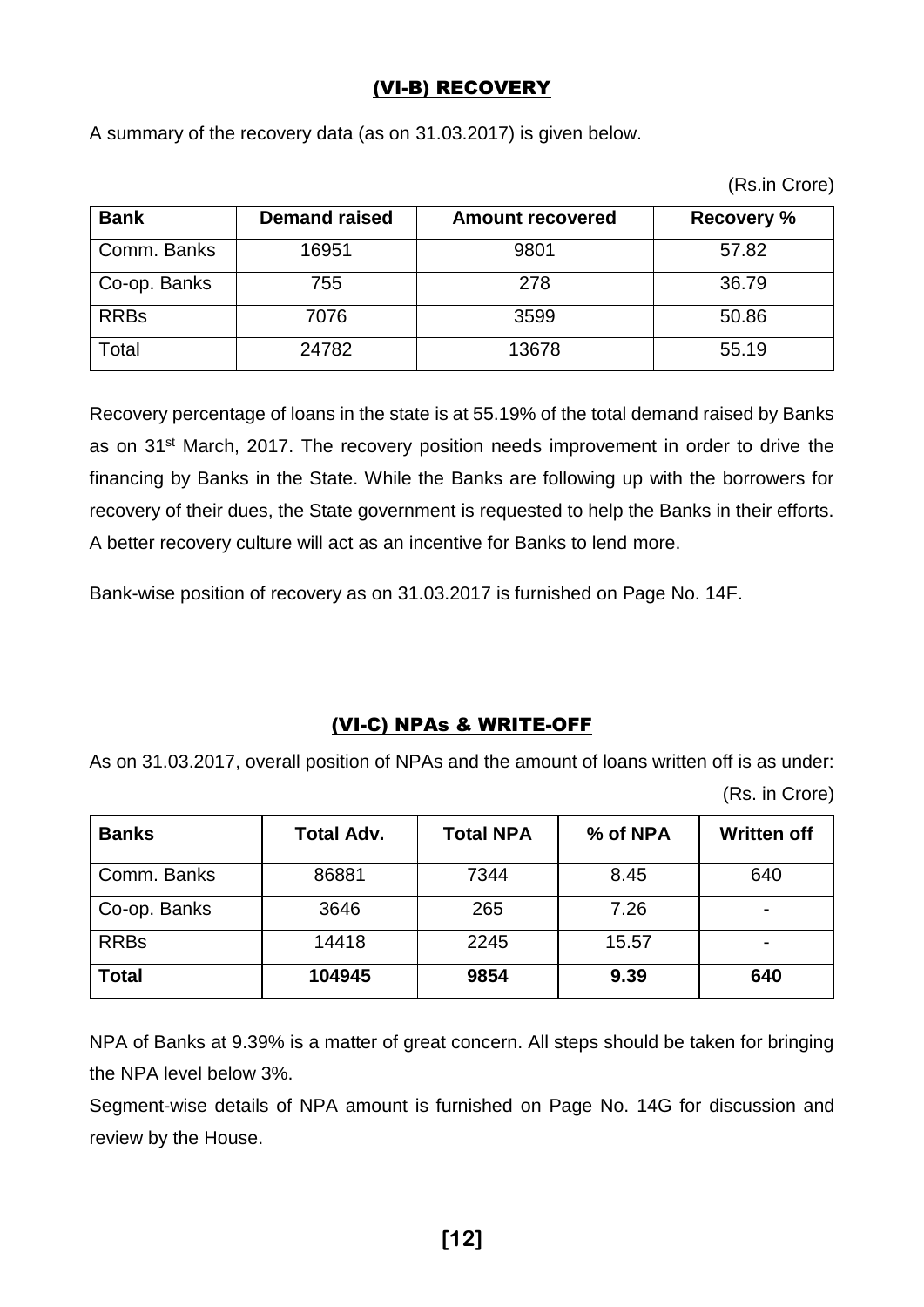## (VI-B) RECOVERY

A summary of the recovery data (as on 31.03.2017) is given below.

(Rs.in Crore)

| Bank | Demand raised | Amount recovered | Recovery % |
|---|---|---|---|
| Comm. Banks | 16951 | 9801 | 57.82 |
| Co-op. Banks | 755 | 278 | 36.79 |
| RRBs | 7076 | 3599 | 50.86 |
| Total | 24782 | 13678 | 55.19 |

Recovery percentage of loans in the state is at 55.19% of the total demand raised by Banks as on 31st March, 2017. The recovery position needs improvement in order to drive the financing by Banks in the State. While the Banks are following up with the borrowers for recovery of their dues, the State government is requested to help the Banks in their efforts. A better recovery culture will act as an incentive for Banks to lend more.

Bank-wise position of recovery as on 31.03.2017 is furnished on Page No. 14F.

## (VI-C) NPAs & WRITE-OFF

As on 31.03.2017, overall position of NPAs and the amount of loans written off is as under:

(Rs. in Crore)

| Banks | Total Adv. | Total NPA | % of NPA | Written off |
|---|---|---|---|---|
| Comm. Banks | 86881 | 7344 | 8.45 | 640 |
| Co-op. Banks | 3646 | 265 | 7.26 | - |
| RRBs | 14418 | 2245 | 15.57 | - |
| **Total** | **104945** | **9854** | **9.39** | **640** |

NPA of Banks at 9.39% is a matter of great concern. All steps should be taken for bringing the NPA level below 3%.

Segment-wise details of NPA amount is furnished on Page No. 14G for discussion and review by the House.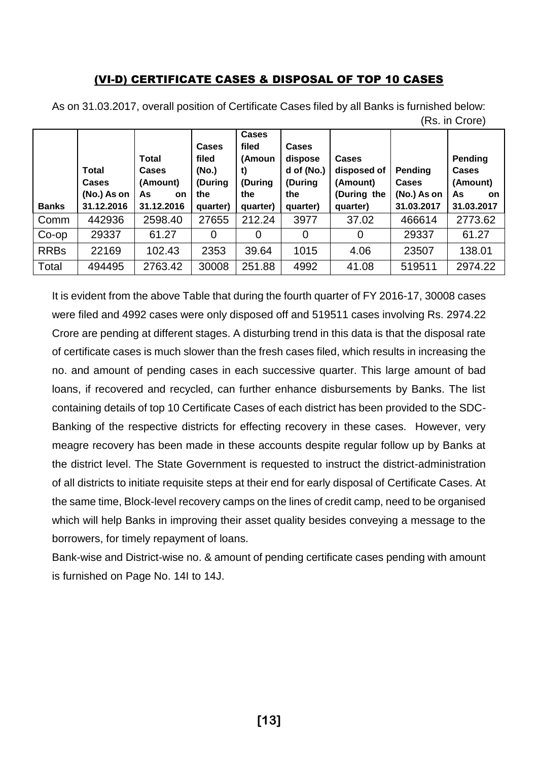## (VI-D) CERTIFICATE CASES & DISPOSAL OF TOP 10 CASES

As on 31.03.2017, overall position of Certificate Cases filed by all Banks is furnished below:

(Rs. in Crore)

| Banks | Total Cases (No.) As on 31.12.2016 | Total Cases (Amount) As on 31.12.2016 | Cases filed (No.) (During the quarter) | Cases filed (Amount) (During the quarter) | Cases disposed of (No.) (During the quarter) | Cases disposed of (Amount) (During the quarter) | Pending Cases (No.) As on 31.03.2017 | Pending Cases (Amount) As on 31.03.2017 |
|---|---|---|---|---|---|---|---|---|
| Comm | 442936 | 2598.40 | 27655 | 212.24 | 3977 | 37.02 | 466614 | 2773.62 |
| Co-op | 29337 | 61.27 | 0 | 0 | 0 | 0 | 29337 | 61.27 |
| RRBs | 22169 | 102.43 | 2353 | 39.64 | 1015 | 4.06 | 23507 | 138.01 |
| Total | 494495 | 2763.42 | 30008 | 251.88 | 4992 | 41.08 | 519511 | 2974.22 |

It is evident from the above Table that during the fourth quarter of FY 2016-17, 30008 cases were filed and 4992 cases were only disposed off and 519511 cases involving Rs. 2974.22 Crore are pending at different stages. A disturbing trend in this data is that the disposal rate of certificate cases is much slower than the fresh cases filed, which results in increasing the no. and amount of pending cases in each successive quarter. This large amount of bad loans, if recovered and recycled, can further enhance disbursements by Banks. The list containing details of top 10 Certificate Cases of each district has been provided to the SDC-Banking of the respective districts for effecting recovery in these cases. However, very meagre recovery has been made in these accounts despite regular follow up by Banks at the district level. The State Government is requested to instruct the district-administration of all districts to initiate requisite steps at their end for early disposal of Certificate Cases. At the same time, Block-level recovery camps on the lines of credit camp, need to be organised which will help Banks in improving their asset quality besides conveying a message to the borrowers, for timely repayment of loans.

Bank-wise and District-wise no. & amount of pending certificate cases pending with amount is furnished on Page No. 14I to 14J.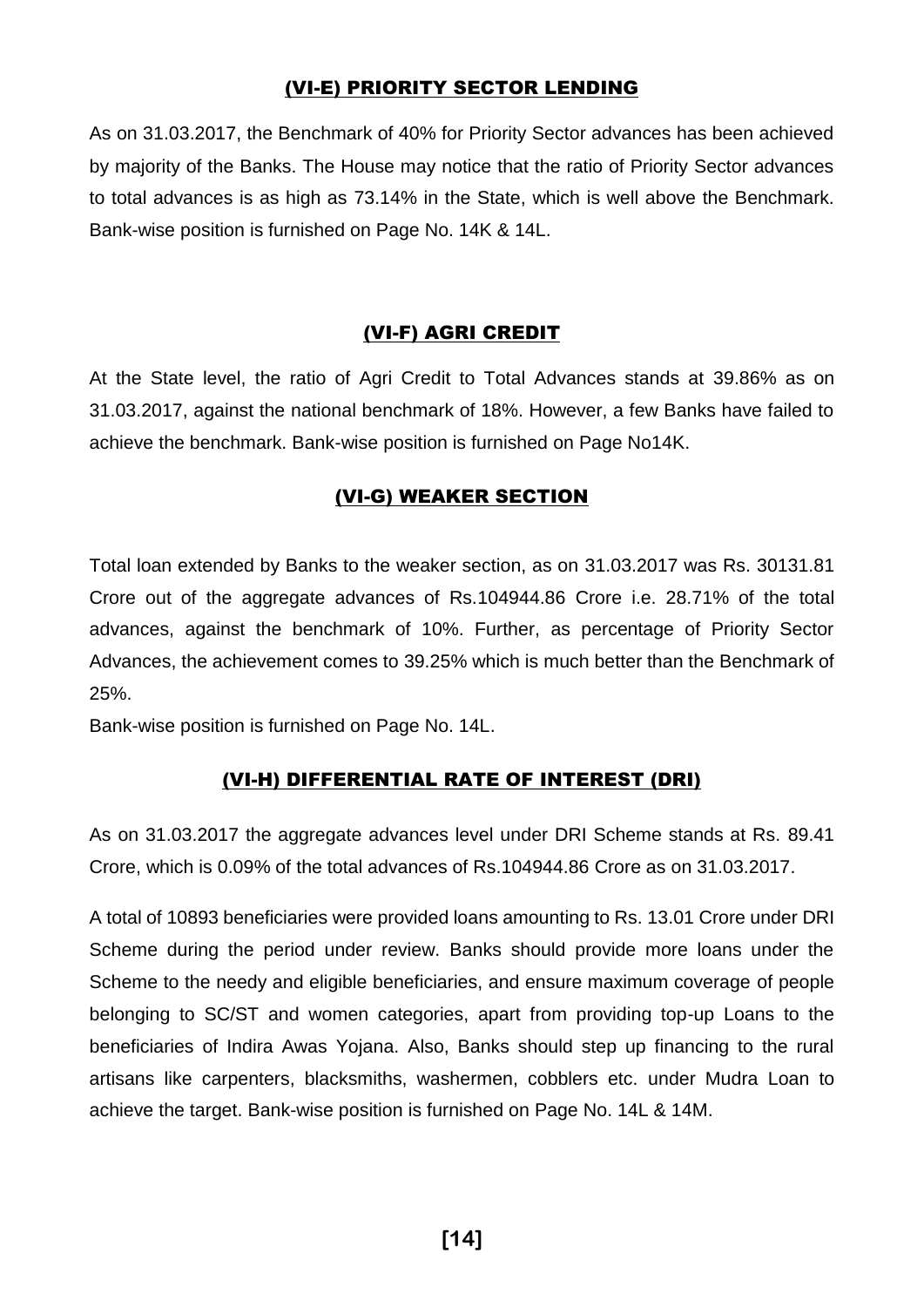## (VI-E) PRIORITY SECTOR LENDING

As on 31.03.2017, the Benchmark of 40% for Priority Sector advances has been achieved by majority of the Banks. The House may notice that the ratio of Priority Sector advances to total advances is as high as 73.14% in the State, which is well above the Benchmark. Bank-wise position is furnished on Page No. 14K & 14L.

## (VI-F) AGRI CREDIT

At the State level, the ratio of Agri Credit to Total Advances stands at 39.86% as on 31.03.2017, against the national benchmark of 18%. However, a few Banks have failed to achieve the benchmark. Bank-wise position is furnished on Page No14K.

## (VI-G) WEAKER SECTION

Total loan extended by Banks to the weaker section, as on 31.03.2017 was Rs. 30131.81 Crore out of the aggregate advances of Rs.104944.86 Crore i.e. 28.71% of the total advances, against the benchmark of 10%. Further, as percentage of Priority Sector Advances, the achievement comes to 39.25% which is much better than the Benchmark of 25%.

Bank-wise position is furnished on Page No. 14L.

## (VI-H) DIFFERENTIAL RATE OF INTEREST (DRI)

As on 31.03.2017 the aggregate advances level under DRI Scheme stands at Rs. 89.41 Crore, which is 0.09% of the total advances of Rs.104944.86 Crore as on 31.03.2017.

A total of 10893 beneficiaries were provided loans amounting to Rs. 13.01 Crore under DRI Scheme during the period under review. Banks should provide more loans under the Scheme to the needy and eligible beneficiaries, and ensure maximum coverage of people belonging to SC/ST and women categories, apart from providing top-up Loans to the beneficiaries of Indira Awas Yojana. Also, Banks should step up financing to the rural artisans like carpenters, blacksmiths, washermen, cobblers etc. under Mudra Loan to achieve the target. Bank-wise position is furnished on Page No. 14L & 14M.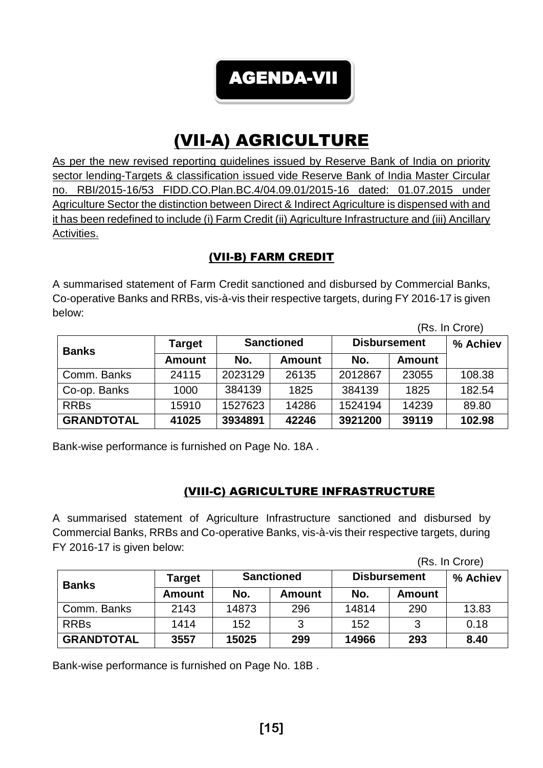# AGENDA-VII

## (VII-A) AGRICULTURE

As per the new revised reporting guidelines issued by Reserve Bank of India on priority sector lending-Targets & classification issued vide Reserve Bank of India Master Circular no. RBI/2015-16/53 FIDD.CO.Plan.BC.4/04.09.01/2015-16 dated: 01.07.2015 under Agriculture Sector the distinction between Direct & Indirect Agriculture is dispensed with and it has been redefined to include (i) Farm Credit (ii) Agriculture Infrastructure and (iii) Ancillary Activities.

### (VII-B) FARM CREDIT

A summarised statement of Farm Credit sanctioned and disbursed by Commercial Banks, Co-operative Banks and RRBs, vis-à-vis their respective targets, during FY 2016-17 is given below:

(Rs. In Crore)

| Banks | Target | Sanctioned | | Disbursement | | % Achiev |
|---|---|---|---|---|---|---|
| | Amount | No. | Amount | No. | Amount | |
| Comm. Banks | 24115 | 2023129 | 26135 | 2012867 | 23055 | 108.38 |
| Co-op. Banks | 1000 | 384139 | 1825 | 384139 | 1825 | 182.54 |
| RRBs | 15910 | 1527623 | 14286 | 1524194 | 14239 | 89.80 |
| **GRANDTOTAL** | **41025** | **3934891** | **42246** | **3921200** | **39119** | **102.98** |

Bank-wise performance is furnished on Page No. 18A .

### (VIII-C) AGRICULTURE INFRASTRUCTURE

A summarised statement of Agriculture Infrastructure sanctioned and disbursed by Commercial Banks, RRBs and Co-operative Banks, vis-à-vis their respective targets, during FY 2016-17 is given below:

(Rs. In Crore)

| Banks | Target | Sanctioned | | Disbursement | | % Achiev |
|---|---|---|---|---|---|---|
| | Amount | No. | Amount | No. | Amount | |
| Comm. Banks | 2143 | 14873 | 296 | 14814 | 290 | 13.83 |
| RRBs | 1414 | 152 | 3 | 152 | 3 | 0.18 |
| **GRANDTOTAL** | **3557** | **15025** | **299** | **14966** | **293** | **8.40** |

Bank-wise performance is furnished on Page No. 18B .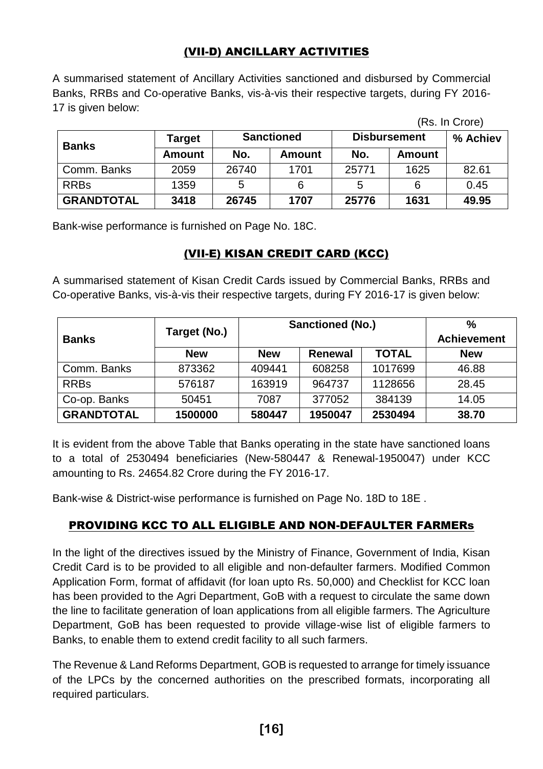## (VII-D) ANCILLARY ACTIVITIES

A summarised statement of Ancillary Activities sanctioned and disbursed by Commercial Banks, RRBs and Co-operative Banks, vis-à-vis their respective targets, during FY 2016-17 is given below:

(Rs. In Crore)

| Banks | Target | Sanctioned | | Disbursement | | % Achiev |
|---|---|---|---|---|---|---|
| | Amount | No. | Amount | No. | Amount | |
| Comm. Banks | 2059 | 26740 | 1701 | 25771 | 1625 | 82.61 |
| RRBs | 1359 | 5 | 6 | 5 | 6 | 0.45 |
| **GRANDTOTAL** | **3418** | **26745** | **1707** | **25776** | **1631** | **49.95** |

Bank-wise performance is furnished on Page No. 18C.

## (VII-E) KISAN CREDIT CARD (KCC)

A summarised statement of Kisan Credit Cards issued by Commercial Banks, RRBs and Co-operative Banks, vis-à-vis their respective targets, during FY 2016-17 is given below:

| Banks | Target (No.) | Sanctioned (No.) | | | % Achievement |
|---|---|---|---|---|---|
| | New | New | Renewal | TOTAL | New |
| Comm. Banks | 873362 | 409441 | 608258 | 1017699 | 46.88 |
| RRBs | 576187 | 163919 | 964737 | 1128656 | 28.45 |
| Co-op. Banks | 50451 | 7087 | 377052 | 384139 | 14.05 |
| **GRANDTOTAL** | **1500000** | **580447** | **1950047** | **2530494** | **38.70** |

It is evident from the above Table that Banks operating in the state have sanctioned loans to a total of 2530494 beneficiaries (New-580447 & Renewal-1950047) under KCC amounting to Rs. 24654.82 Crore during the FY 2016-17.

Bank-wise & District-wise performance is furnished on Page No. 18D to 18E .

## PROVIDING KCC TO ALL ELIGIBLE AND NON-DEFAULTER FARMERs

In the light of the directives issued by the Ministry of Finance, Government of India, Kisan Credit Card is to be provided to all eligible and non-defaulter farmers. Modified Common Application Form, format of affidavit (for loan upto Rs. 50,000) and Checklist for KCC loan has been provided to the Agri Department, GoB with a request to circulate the same down the line to facilitate generation of loan applications from all eligible farmers. The Agriculture Department, GoB has been requested to provide village-wise list of eligible farmers to Banks, to enable them to extend credit facility to all such farmers.

The Revenue & Land Reforms Department, GOB is requested to arrange for timely issuance of the LPCs by the concerned authorities on the prescribed formats, incorporating all required particulars.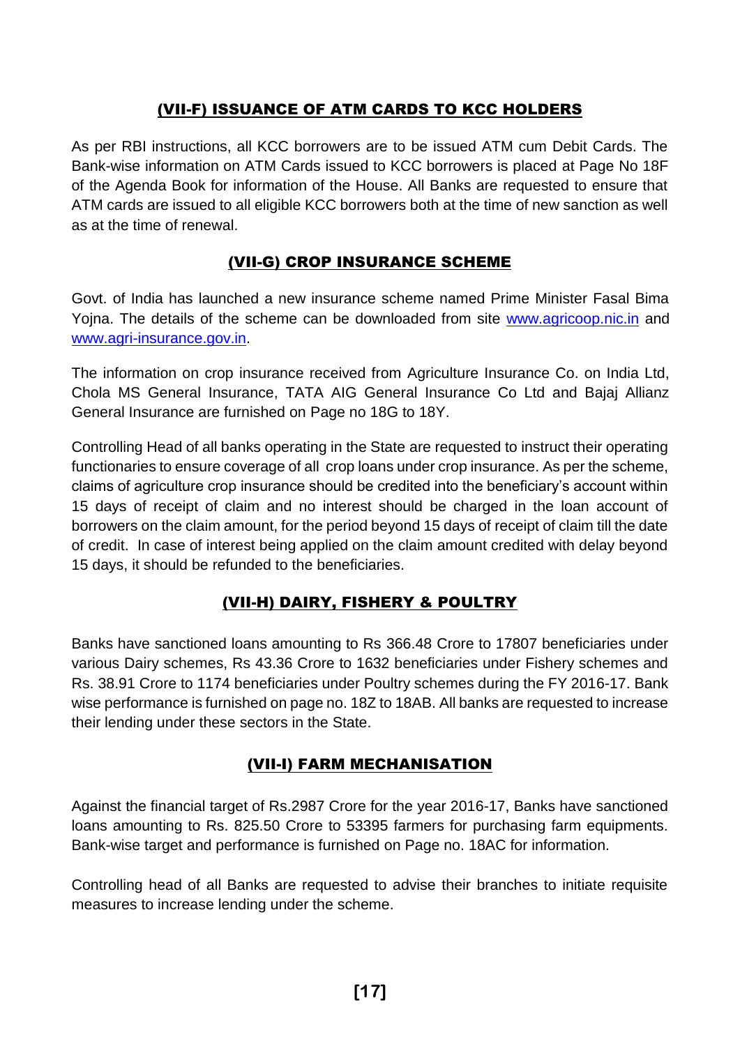## (VII-F) ISSUANCE OF ATM CARDS TO KCC HOLDERS

As per RBI instructions, all KCC borrowers are to be issued ATM cum Debit Cards. The Bank-wise information on ATM Cards issued to KCC borrowers is placed at Page No 18F of the Agenda Book for information of the House. All Banks are requested to ensure that ATM cards are issued to all eligible KCC borrowers both at the time of new sanction as well as at the time of renewal.

## (VII-G) CROP INSURANCE SCHEME

Govt. of India has launched a new insurance scheme named Prime Minister Fasal Bima Yojna. The details of the scheme can be downloaded from site www.agricoop.nic.in and www.agri-insurance.gov.in.

The information on crop insurance received from Agriculture Insurance Co. on India Ltd, Chola MS General Insurance, TATA AIG General Insurance Co Ltd and Bajaj Allianz General Insurance are furnished on Page no 18G to 18Y.

Controlling Head of all banks operating in the State are requested to instruct their operating functionaries to ensure coverage of all crop loans under crop insurance. As per the scheme, claims of agriculture crop insurance should be credited into the beneficiary's account within 15 days of receipt of claim and no interest should be charged in the loan account of borrowers on the claim amount, for the period beyond 15 days of receipt of claim till the date of credit. In case of interest being applied on the claim amount credited with delay beyond 15 days, it should be refunded to the beneficiaries.

## (VII-H) DAIRY, FISHERY & POULTRY

Banks have sanctioned loans amounting to Rs 366.48 Crore to 17807 beneficiaries under various Dairy schemes, Rs 43.36 Crore to 1632 beneficiaries under Fishery schemes and Rs. 38.91 Crore to 1174 beneficiaries under Poultry schemes during the FY 2016-17. Bank wise performance is furnished on page no. 18Z to 18AB. All banks are requested to increase their lending under these sectors in the State.

## (VII-I) FARM MECHANISATION

Against the financial target of Rs.2987 Crore for the year 2016-17, Banks have sanctioned loans amounting to Rs. 825.50 Crore to 53395 farmers for purchasing farm equipments. Bank-wise target and performance is furnished on Page no. 18AC for information.

Controlling head of all Banks are requested to advise their branches to initiate requisite measures to increase lending under the scheme.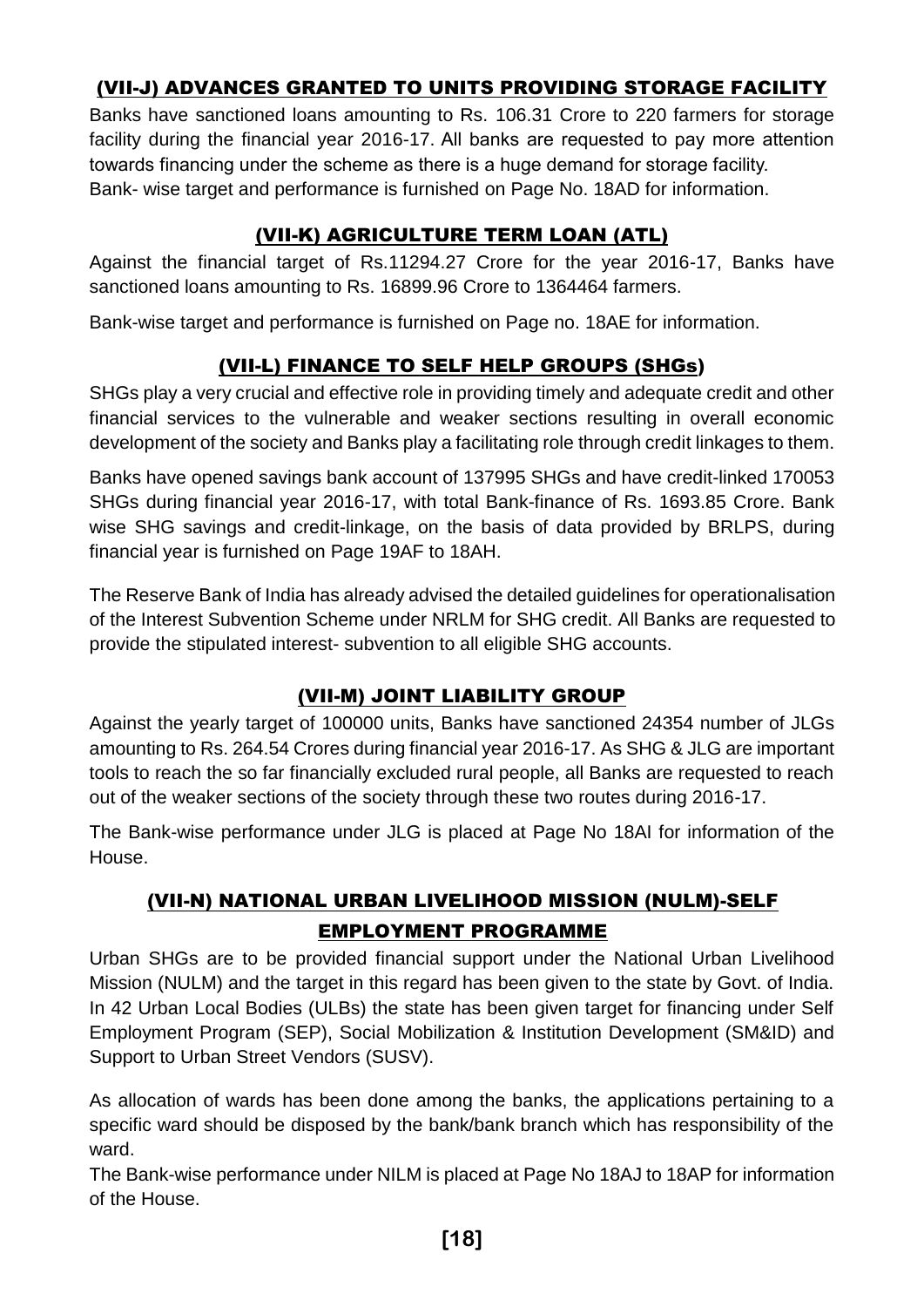## (VII-J) ADVANCES GRANTED TO UNITS PROVIDING STORAGE FACILITY

Banks have sanctioned loans amounting to Rs. 106.31 Crore to 220 farmers for storage facility during the financial year 2016-17. All banks are requested to pay more attention towards financing under the scheme as there is a huge demand for storage facility.
Bank- wise target and performance is furnished on Page No. 18AD for information.

## (VII-K) AGRICULTURE TERM LOAN (ATL)

Against the financial target of Rs.11294.27 Crore for the year 2016-17, Banks have sanctioned loans amounting to Rs. 16899.96 Crore to 1364464 farmers.

Bank-wise target and performance is furnished on Page no. 18AE for information.

## (VII-L) FINANCE TO SELF HELP GROUPS (SHGs)

SHGs play a very crucial and effective role in providing timely and adequate credit and other financial services to the vulnerable and weaker sections resulting in overall economic development of the society and Banks play a facilitating role through credit linkages to them.

Banks have opened savings bank account of 137995 SHGs and have credit-linked 170053 SHGs during financial year 2016-17, with total Bank-finance of Rs. 1693.85 Crore. Bank wise SHG savings and credit-linkage, on the basis of data provided by BRLPS, during financial year is furnished on Page 19AF to 18AH.

The Reserve Bank of India has already advised the detailed guidelines for operationalisation of the Interest Subvention Scheme under NRLM for SHG credit. All Banks are requested to provide the stipulated interest- subvention to all eligible SHG accounts.

## (VII-M) JOINT LIABILITY GROUP

Against the yearly target of 100000 units, Banks have sanctioned 24354 number of JLGs amounting to Rs. 264.54 Crores during financial year 2016-17. As SHG & JLG are important tools to reach the so far financially excluded rural people, all Banks are requested to reach out of the weaker sections of the society through these two routes during 2016-17.

The Bank-wise performance under JLG is placed at Page No 18AI for information of the House.

## (VII-N) NATIONAL URBAN LIVELIHOOD MISSION (NULM)-SELF EMPLOYMENT PROGRAMME

Urban SHGs are to be provided financial support under the National Urban Livelihood Mission (NULM) and the target in this regard has been given to the state by Govt. of India. In 42 Urban Local Bodies (ULBs) the state has been given target for financing under Self Employment Program (SEP), Social Mobilization & Institution Development (SM&ID) and Support to Urban Street Vendors (SUSV).

As allocation of wards has been done among the banks, the applications pertaining to a specific ward should be disposed by the bank/bank branch which has responsibility of the ward.
The Bank-wise performance under NILM is placed at Page No 18AJ to 18AP for information of the House.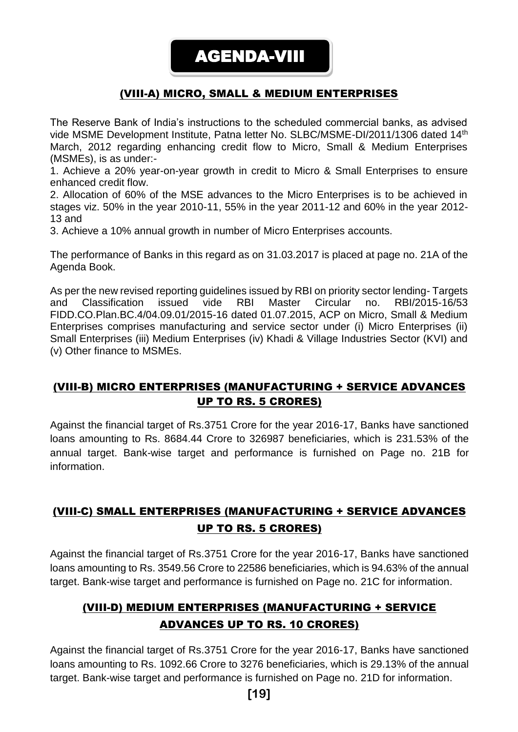# AGENDA-VIII

## (VIII-A) MICRO, SMALL & MEDIUM ENTERPRISES

The Reserve Bank of India's instructions to the scheduled commercial banks, as advised vide MSME Development Institute, Patna letter No. SLBC/MSME-DI/2011/1306 dated 14th March, 2012 regarding enhancing credit flow to Micro, Small & Medium Enterprises (MSMEs), is as under:-

1. Achieve a 20% year-on-year growth in credit to Micro & Small Enterprises to ensure enhanced credit flow.
2. Allocation of 60% of the MSE advances to the Micro Enterprises is to be achieved in stages viz. 50% in the year 2010-11, 55% in the year 2011-12 and 60% in the year 2012-13 and
3. Achieve a 10% annual growth in number of Micro Enterprises accounts.

The performance of Banks in this regard as on 31.03.2017 is placed at page no. 21A of the Agenda Book.

As per the new revised reporting guidelines issued by RBI on priority sector lending- Targets and Classification issued vide RBI Master Circular no. RBI/2015-16/53 FIDD.CO.Plan.BC.4/04.09.01/2015-16 dated 01.07.2015, ACP on Micro, Small & Medium Enterprises comprises manufacturing and service sector under (i) Micro Enterprises (ii) Small Enterprises (iii) Medium Enterprises (iv) Khadi & Village Industries Sector (KVI) and (v) Other finance to MSMEs.

## (VIII-B) MICRO ENTERPRISES (MANUFACTURING + SERVICE ADVANCES UP TO RS. 5 CRORES)

Against the financial target of Rs.3751 Crore for the year 2016-17, Banks have sanctioned loans amounting to Rs. 8684.44 Crore to 326987 beneficiaries, which is 231.53% of the annual target. Bank-wise target and performance is furnished on Page no. 21B for information.

## (VIII-C) SMALL ENTERPRISES (MANUFACTURING + SERVICE ADVANCES UP TO RS. 5 CRORES)

Against the financial target of Rs.3751 Crore for the year 2016-17, Banks have sanctioned loans amounting to Rs. 3549.56 Crore to 22586 beneficiaries, which is 94.63% of the annual target. Bank-wise target and performance is furnished on Page no. 21C for information.

## (VIII-D) MEDIUM ENTERPRISES (MANUFACTURING + SERVICE ADVANCES UP TO RS. 10 CRORES)

Against the financial target of Rs.3751 Crore for the year 2016-17, Banks have sanctioned loans amounting to Rs. 1092.66 Crore to 3276 beneficiaries, which is 29.13% of the annual target. Bank-wise target and performance is furnished on Page no. 21D for information.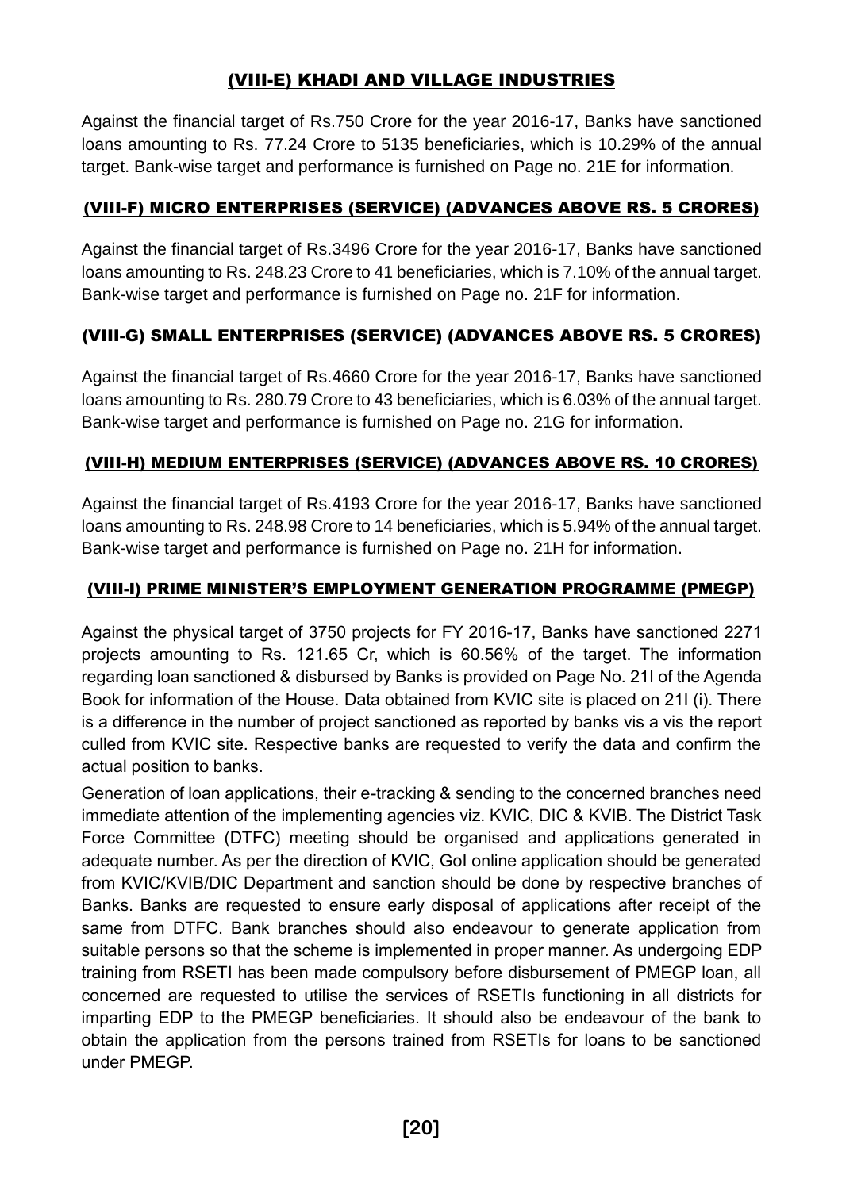## (VIII-E) KHADI AND VILLAGE INDUSTRIES

Against the financial target of Rs.750 Crore for the year 2016-17, Banks have sanctioned loans amounting to Rs. 77.24 Crore to 5135 beneficiaries, which is 10.29% of the annual target. Bank-wise target and performance is furnished on Page no. 21E for information.

## (VIII-F) MICRO ENTERPRISES (SERVICE) (ADVANCES ABOVE RS. 5 CRORES)

Against the financial target of Rs.3496 Crore for the year 2016-17, Banks have sanctioned loans amounting to Rs. 248.23 Crore to 41 beneficiaries, which is 7.10% of the annual target. Bank-wise target and performance is furnished on Page no. 21F for information.

## (VIII-G) SMALL ENTERPRISES (SERVICE) (ADVANCES ABOVE RS. 5 CRORES)

Against the financial target of Rs.4660 Crore for the year 2016-17, Banks have sanctioned loans amounting to Rs. 280.79 Crore to 43 beneficiaries, which is 6.03% of the annual target. Bank-wise target and performance is furnished on Page no. 21G for information.

## (VIII-H) MEDIUM ENTERPRISES (SERVICE) (ADVANCES ABOVE RS. 10 CRORES)

Against the financial target of Rs.4193 Crore for the year 2016-17, Banks have sanctioned loans amounting to Rs. 248.98 Crore to 14 beneficiaries, which is 5.94% of the annual target. Bank-wise target and performance is furnished on Page no. 21H for information.

## (VIII-I) PRIME MINISTER'S EMPLOYMENT GENERATION PROGRAMME (PMEGP)

Against the physical target of 3750 projects for FY 2016-17, Banks have sanctioned 2271 projects amounting to Rs. 121.65 Cr, which is 60.56% of the target. The information regarding loan sanctioned & disbursed by Banks is provided on Page No. 21I of the Agenda Book for information of the House. Data obtained from KVIC site is placed on 21I (i). There is a difference in the number of project sanctioned as reported by banks vis a vis the report culled from KVIC site. Respective banks are requested to verify the data and confirm the actual position to banks.

Generation of loan applications, their e-tracking & sending to the concerned branches need immediate attention of the implementing agencies viz. KVIC, DIC & KVIB. The District Task Force Committee (DTFC) meeting should be organised and applications generated in adequate number. As per the direction of KVIC, GoI online application should be generated from KVIC/KVIB/DIC Department and sanction should be done by respective branches of Banks. Banks are requested to ensure early disposal of applications after receipt of the same from DTFC. Bank branches should also endeavour to generate application from suitable persons so that the scheme is implemented in proper manner. As undergoing EDP training from RSETI has been made compulsory before disbursement of PMEGP loan, all concerned are requested to utilise the services of RSETIs functioning in all districts for imparting EDP to the PMEGP beneficiaries. It should also be endeavour of the bank to obtain the application from the persons trained from RSETIs for loans to be sanctioned under PMEGP.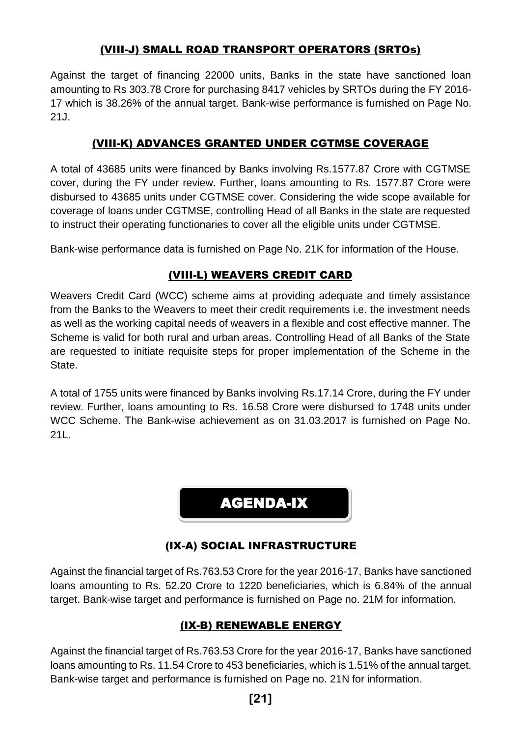## (VIII-J) SMALL ROAD TRANSPORT OPERATORS (SRTOs)

Against the target of financing 22000 units, Banks in the state have sanctioned loan amounting to Rs 303.78 Crore for purchasing 8417 vehicles by SRTOs during the FY 2016-17 which is 38.26% of the annual target. Bank-wise performance is furnished on Page No. 21J.

## (VIII-K) ADVANCES GRANTED UNDER CGTMSE COVERAGE

A total of 43685 units were financed by Banks involving Rs.1577.87 Crore with CGTMSE cover, during the FY under review. Further, loans amounting to Rs. 1577.87 Crore were disbursed to 43685 units under CGTMSE cover. Considering the wide scope available for coverage of loans under CGTMSE, controlling Head of all Banks in the state are requested to instruct their operating functionaries to cover all the eligible units under CGTMSE.

Bank-wise performance data is furnished on Page No. 21K for information of the House.

## (VIII-L) WEAVERS CREDIT CARD

Weavers Credit Card (WCC) scheme aims at providing adequate and timely assistance from the Banks to the Weavers to meet their credit requirements i.e. the investment needs as well as the working capital needs of weavers in a flexible and cost effective manner. The Scheme is valid for both rural and urban areas. Controlling Head of all Banks of the State are requested to initiate requisite steps for proper implementation of the Scheme in the State.

A total of 1755 units were financed by Banks involving Rs.17.14 Crore, during the FY under review. Further, loans amounting to Rs. 16.58 Crore were disbursed to 1748 units under WCC Scheme. The Bank-wise achievement as on 31.03.2017 is furnished on Page No. 21L.

# AGENDA-IX

## (IX-A) SOCIAL INFRASTRUCTURE

Against the financial target of Rs.763.53 Crore for the year 2016-17, Banks have sanctioned loans amounting to Rs. 52.20 Crore to 1220 beneficiaries, which is 6.84% of the annual target. Bank-wise target and performance is furnished on Page no. 21M for information.

## (IX-B) RENEWABLE ENERGY

Against the financial target of Rs.763.53 Crore for the year 2016-17, Banks have sanctioned loans amounting to Rs. 11.54 Crore to 453 beneficiaries, which is 1.51% of the annual target. Bank-wise target and performance is furnished on Page no. 21N for information.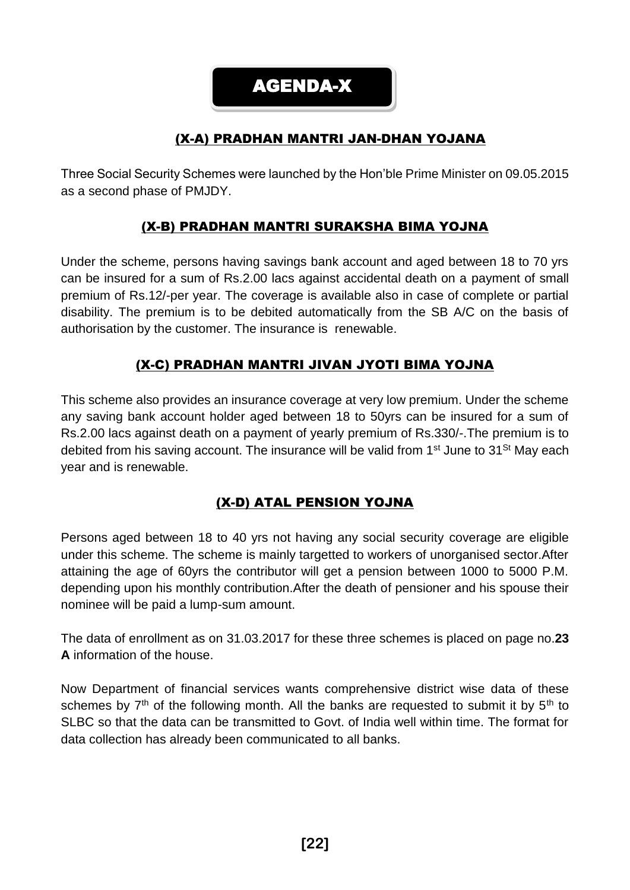# AGENDA-X

## (X-A) PRADHAN MANTRI JAN-DHAN YOJANA

Three Social Security Schemes were launched by the Hon'ble Prime Minister on 09.05.2015 as a second phase of PMJDY.

## (X-B) PRADHAN MANTRI SURAKSHA BIMA YOJNA

Under the scheme, persons having savings bank account and aged between 18 to 70 yrs can be insured for a sum of Rs.2.00 lacs against accidental death on a payment of small premium of Rs.12/-per year. The coverage is available also in case of complete or partial disability. The premium is to be debited automatically from the SB A/C on the basis of authorisation by the customer. The insurance is renewable.

## (X-C) PRADHAN MANTRI JIVAN JYOTI BIMA YOJNA

This scheme also provides an insurance coverage at very low premium. Under the scheme any saving bank account holder aged between 18 to 50yrs can be insured for a sum of Rs.2.00 lacs against death on a payment of yearly premium of Rs.330/-.The premium is to debited from his saving account. The insurance will be valid from 1st June to 31St May each year and is renewable.

## (X-D) ATAL PENSION YOJNA

Persons aged between 18 to 40 yrs not having any social security coverage are eligible under this scheme. The scheme is mainly targetted to workers of unorganised sector.After attaining the age of 60yrs the contributor will get a pension between 1000 to 5000 P.M. depending upon his monthly contribution.After the death of pensioner and his spouse their nominee will be paid a lump-sum amount.

The data of enrollment as on 31.03.2017 for these three schemes is placed on page no.**23 A** information of the house.

Now Department of financial services wants comprehensive district wise data of these schemes by 7th of the following month. All the banks are requested to submit it by 5th to SLBC so that the data can be transmitted to Govt. of India well within time. The format for data collection has already been communicated to all banks.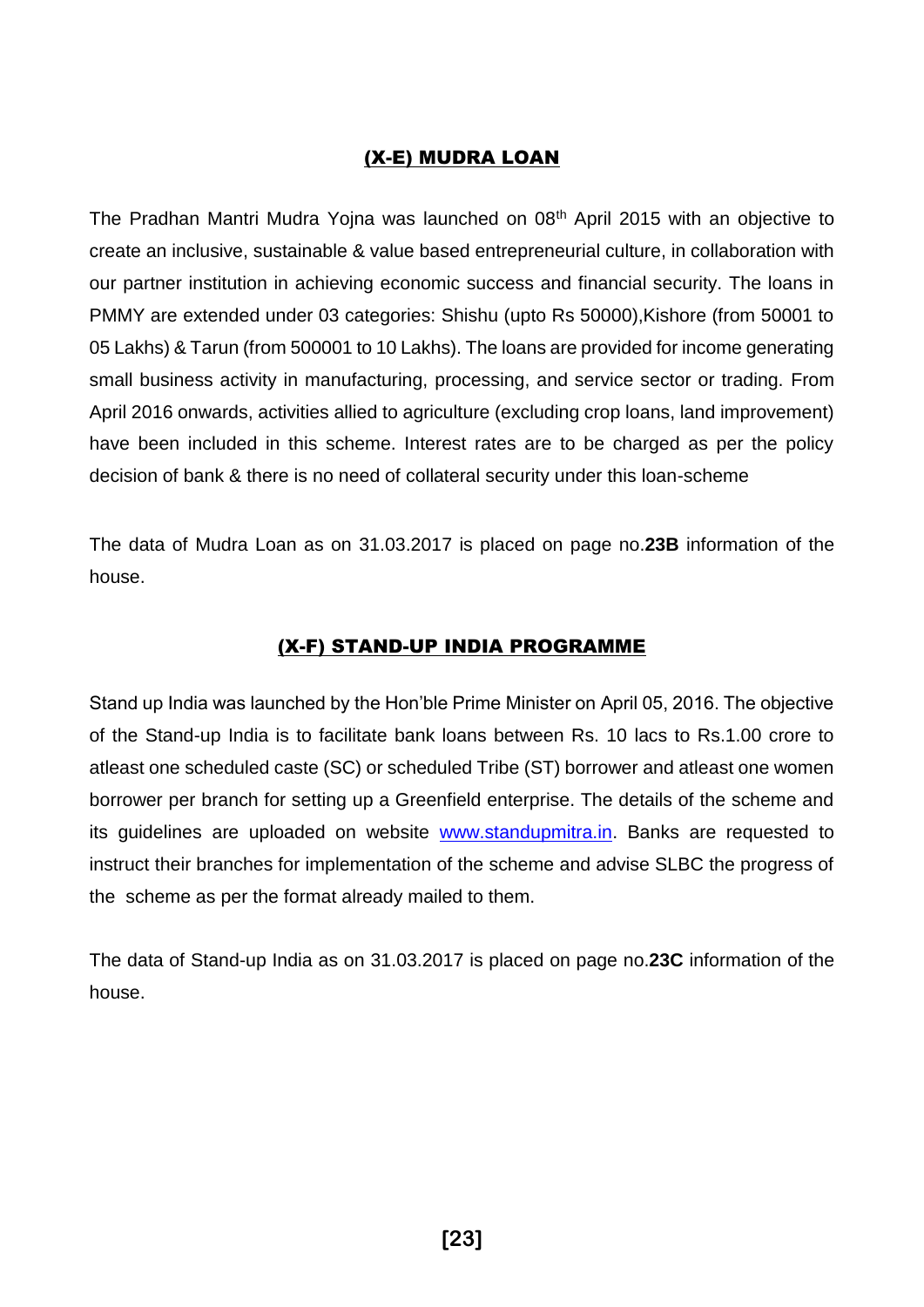## (X-E) MUDRA LOAN

The Pradhan Mantri Mudra Yojna was launched on 08th April 2015 with an objective to create an inclusive, sustainable & value based entrepreneurial culture, in collaboration with our partner institution in achieving economic success and financial security. The loans in PMMY are extended under 03 categories: Shishu (upto Rs 50000),Kishore (from 50001 to 05 Lakhs) & Tarun (from 500001 to 10 Lakhs). The loans are provided for income generating small business activity in manufacturing, processing, and service sector or trading. From April 2016 onwards, activities allied to agriculture (excluding crop loans, land improvement) have been included in this scheme. Interest rates are to be charged as per the policy decision of bank & there is no need of collateral security under this loan-scheme

The data of Mudra Loan as on 31.03.2017 is placed on page no.**23B** information of the house.

## (X-F) STAND-UP INDIA PROGRAMME

Stand up India was launched by the Hon'ble Prime Minister on April 05, 2016. The objective of the Stand-up India is to facilitate bank loans between Rs. 10 lacs to Rs.1.00 crore to atleast one scheduled caste (SC) or scheduled Tribe (ST) borrower and atleast one women borrower per branch for setting up a Greenfield enterprise. The details of the scheme and its guidelines are uploaded on website www.standupmitra.in. Banks are requested to instruct their branches for implementation of the scheme and advise SLBC the progress of the scheme as per the format already mailed to them.

The data of Stand-up India as on 31.03.2017 is placed on page no.**23C** information of the house.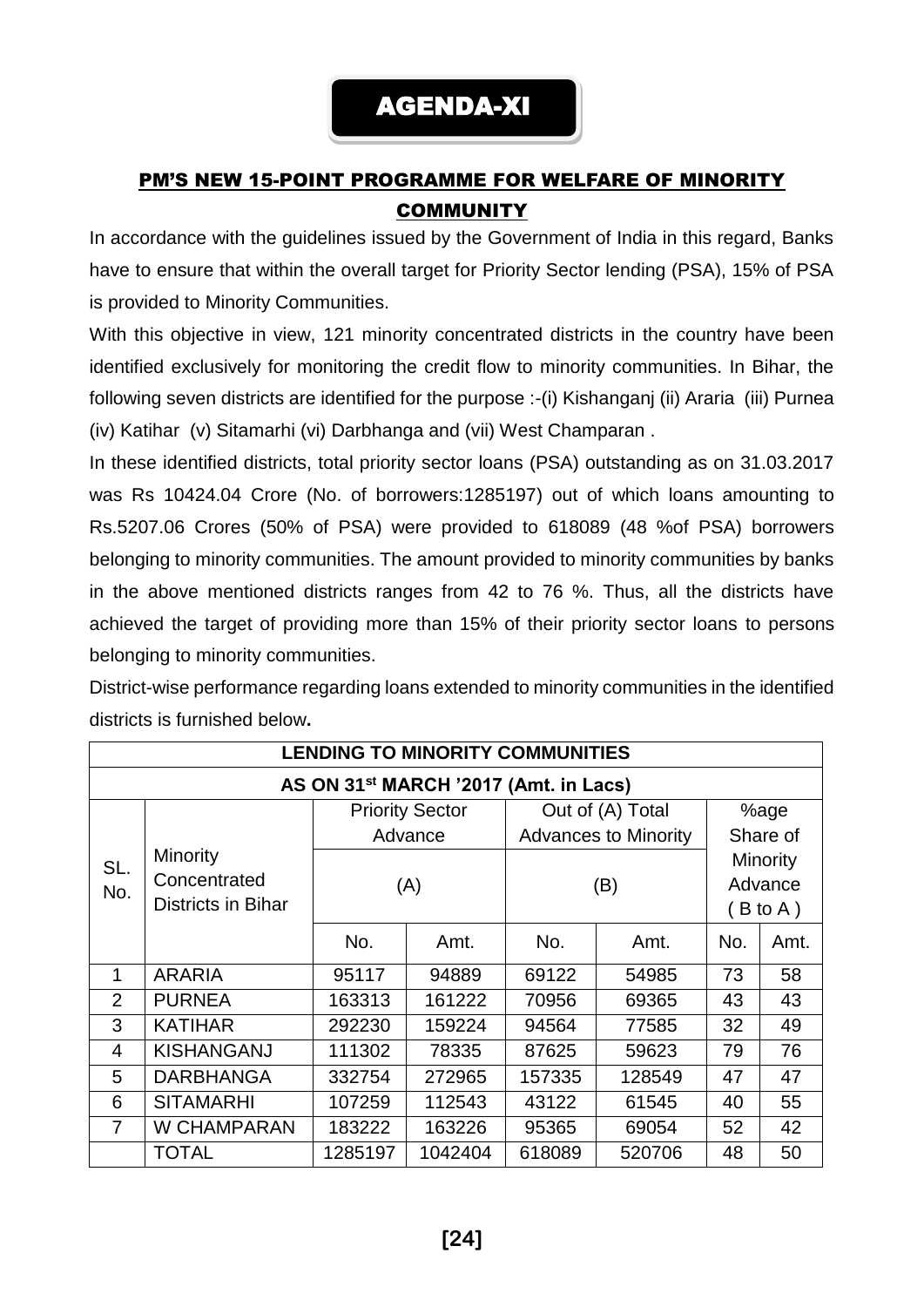# AGENDA-XI

## PM'S NEW 15-POINT PROGRAMME FOR WELFARE OF MINORITY COMMUNITY

In accordance with the guidelines issued by the Government of India in this regard, Banks have to ensure that within the overall target for Priority Sector lending (PSA), 15% of PSA is provided to Minority Communities.

With this objective in view, 121 minority concentrated districts in the country have been identified exclusively for monitoring the credit flow to minority communities. In Bihar, the following seven districts are identified for the purpose :-(i) Kishanganj (ii) Araria (iii) Purnea (iv) Katihar (v) Sitamarhi (vi) Darbhanga and (vii) West Champaran .

In these identified districts, total priority sector loans (PSA) outstanding as on 31.03.2017 was Rs 10424.04 Crore (No. of borrowers:1285197) out of which loans amounting to Rs.5207.06 Crores (50% of PSA) were provided to 618089 (48 %of PSA) borrowers belonging to minority communities. The amount provided to minority communities by banks in the above mentioned districts ranges from 42 to 76 %. Thus, all the districts have achieved the target of providing more than 15% of their priority sector loans to persons belonging to minority communities.

District-wise performance regarding loans extended to minority communities in the identified districts is furnished below**.**

**LENDING TO MINORITY COMMUNITIES**

**AS ON 31st MARCH '2017 (Amt. in Lacs)**

| SL. No. | Minority Concentrated Districts in Bihar | Priority Sector Advance (A) | | Out of (A) Total Advances to Minority (B) | | %age Share of Minority Advance ( B to A ) | |
|---|---|---|---|---|---|---|---|
| | | No. | Amt. | No. | Amt. | No. | Amt. |
| 1 | ARARIA | 95117 | 94889 | 69122 | 54985 | 73 | 58 |
| 2 | PURNEA | 163313 | 161222 | 70956 | 69365 | 43 | 43 |
| 3 | KATIHAR | 292230 | 159224 | 94564 | 77585 | 32 | 49 |
| 4 | KISHANGANJ | 111302 | 78335 | 87625 | 59623 | 79 | 76 |
| 5 | DARBHANGA | 332754 | 272965 | 157335 | 128549 | 47 | 47 |
| 6 | SITAMARHI | 107259 | 112543 | 43122 | 61545 | 40 | 55 |
| 7 | W CHAMPARAN | 183222 | 163226 | 95365 | 69054 | 52 | 42 |
| | TOTAL | 1285197 | 1042404 | 618089 | 520706 | 48 | 50 |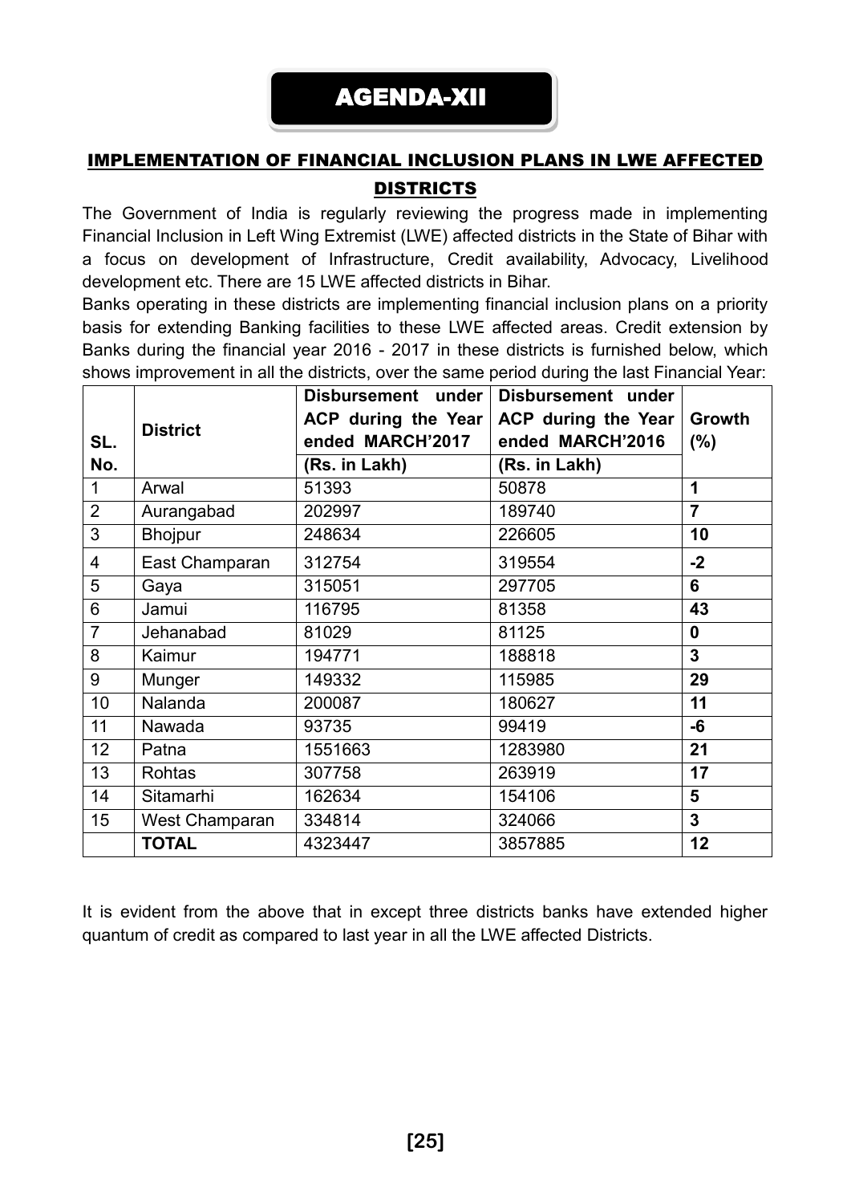# AGENDA-XII

## IMPLEMENTATION OF FINANCIAL INCLUSION PLANS IN LWE AFFECTED DISTRICTS

The Government of India is regularly reviewing the progress made in implementing Financial Inclusion in Left Wing Extremist (LWE) affected districts in the State of Bihar with a focus on development of Infrastructure, Credit availability, Advocacy, Livelihood development etc. There are 15 LWE affected districts in Bihar.

Banks operating in these districts are implementing financial inclusion plans on a priority basis for extending Banking facilities to these LWE affected areas. Credit extension by Banks during the financial year 2016 - 2017 in these districts is furnished below, which shows improvement in all the districts, over the same period during the last Financial Year:

| SL. No. | District | Disbursement under ACP during the Year ended MARCH'2017 (Rs. in Lakh) | Disbursement under ACP during the Year ended MARCH'2016 (Rs. in Lakh) | Growth (%) |
|---|---|---|---|---|
| 1 | Arwal | 51393 | 50878 | **1** |
| 2 | Aurangabad | 202997 | 189740 | **7** |
| 3 | Bhojpur | 248634 | 226605 | **10** |
| 4 | East Champaran | 312754 | 319554 | **-2** |
| 5 | Gaya | 315051 | 297705 | **6** |
| 6 | Jamui | 116795 | 81358 | **43** |
| 7 | Jehanabad | 81029 | 81125 | **0** |
| 8 | Kaimur | 194771 | 188818 | **3** |
| 9 | Munger | 149332 | 115985 | **29** |
| 10 | Nalanda | 200087 | 180627 | **11** |
| 11 | Nawada | 93735 | 99419 | **-6** |
| 12 | Patna | 1551663 | 1283980 | **21** |
| 13 | Rohtas | 307758 | 263919 | **17** |
| 14 | Sitamarhi | 162634 | 154106 | **5** |
| 15 | West Champaran | 334814 | 324066 | **3** |
| | **TOTAL** | 4323447 | 3857885 | **12** |

It is evident from the above that in except three districts banks have extended higher quantum of credit as compared to last year in all the LWE affected Districts.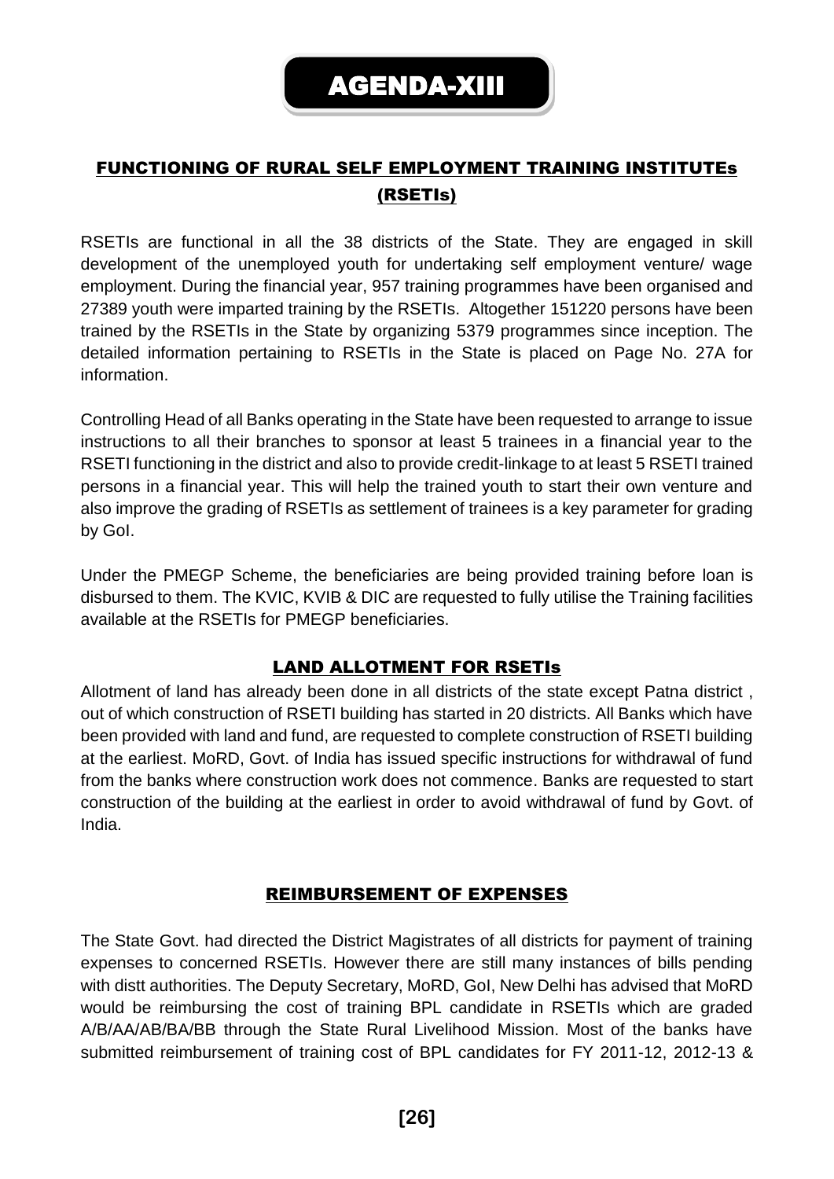# AGENDA-XIII

## FUNCTIONING OF RURAL SELF EMPLOYMENT TRAINING INSTITUTEs (RSETIs)

RSETIs are functional in all the 38 districts of the State. They are engaged in skill development of the unemployed youth for undertaking self employment venture/ wage employment. During the financial year, 957 training programmes have been organised and 27389 youth were imparted training by the RSETIs. Altogether 151220 persons have been trained by the RSETIs in the State by organizing 5379 programmes since inception. The detailed information pertaining to RSETIs in the State is placed on Page No. 27A for information.

Controlling Head of all Banks operating in the State have been requested to arrange to issue instructions to all their branches to sponsor at least 5 trainees in a financial year to the RSETI functioning in the district and also to provide credit-linkage to at least 5 RSETI trained persons in a financial year. This will help the trained youth to start their own venture and also improve the grading of RSETIs as settlement of trainees is a key parameter for grading by GoI.

Under the PMEGP Scheme, the beneficiaries are being provided training before loan is disbursed to them. The KVIC, KVIB & DIC are requested to fully utilise the Training facilities available at the RSETIs for PMEGP beneficiaries.

### LAND ALLOTMENT FOR RSETIs

Allotment of land has already been done in all districts of the state except Patna district , out of which construction of RSETI building has started in 20 districts. All Banks which have been provided with land and fund, are requested to complete construction of RSETI building at the earliest. MoRD, Govt. of India has issued specific instructions for withdrawal of fund from the banks where construction work does not commence. Banks are requested to start construction of the building at the earliest in order to avoid withdrawal of fund by Govt. of India.

### REIMBURSEMENT OF EXPENSES

The State Govt. had directed the District Magistrates of all districts for payment of training expenses to concerned RSETIs. However there are still many instances of bills pending with distt authorities. The Deputy Secretary, MoRD, GoI, New Delhi has advised that MoRD would be reimbursing the cost of training BPL candidate in RSETIs which are graded A/B/AA/AB/BA/BB through the State Rural Livelihood Mission. Most of the banks have submitted reimbursement of training cost of BPL candidates for FY 2011-12, 2012-13 &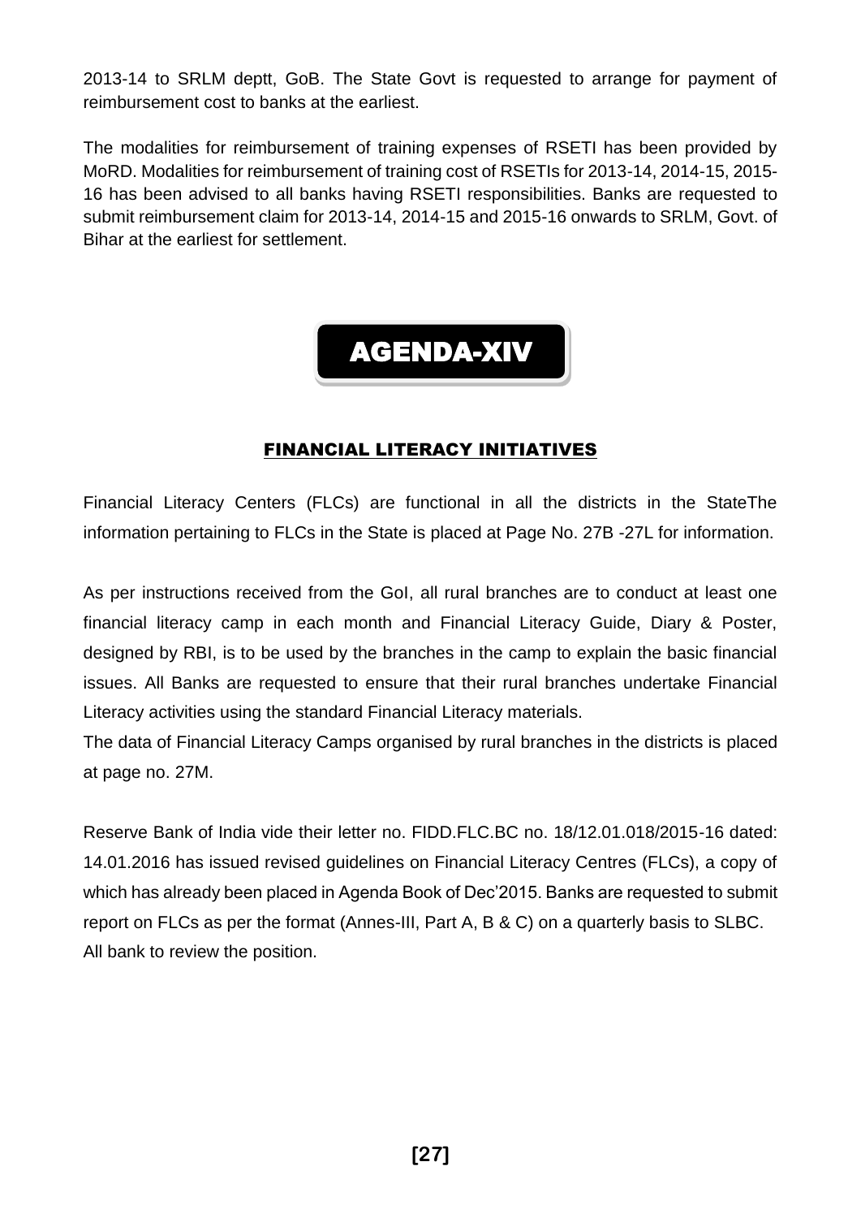2013-14 to SRLM deptt, GoB. The State Govt is requested to arrange for payment of reimbursement cost to banks at the earliest.

The modalities for reimbursement of training expenses of RSETI has been provided by MoRD. Modalities for reimbursement of training cost of RSETIs for 2013-14, 2014-15, 2015-16 has been advised to all banks having RSETI responsibilities. Banks are requested to submit reimbursement claim for 2013-14, 2014-15 and 2015-16 onwards to SRLM, Govt. of Bihar at the earliest for settlement.

# AGENDA-XIV

## FINANCIAL LITERACY INITIATIVES

Financial Literacy Centers (FLCs) are functional in all the districts in the StateThe information pertaining to FLCs in the State is placed at Page No. 27B -27L for information.

As per instructions received from the GoI, all rural branches are to conduct at least one financial literacy camp in each month and Financial Literacy Guide, Diary & Poster, designed by RBI, is to be used by the branches in the camp to explain the basic financial issues. All Banks are requested to ensure that their rural branches undertake Financial Literacy activities using the standard Financial Literacy materials.

The data of Financial Literacy Camps organised by rural branches in the districts is placed at page no. 27M.

Reserve Bank of India vide their letter no. FIDD.FLC.BC no. 18/12.01.018/2015-16 dated: 14.01.2016 has issued revised guidelines on Financial Literacy Centres (FLCs), a copy of which has already been placed in Agenda Book of Dec'2015. Banks are requested to submit report on FLCs as per the format (Annes-III, Part A, B & C) on a quarterly basis to SLBC.

All bank to review the position.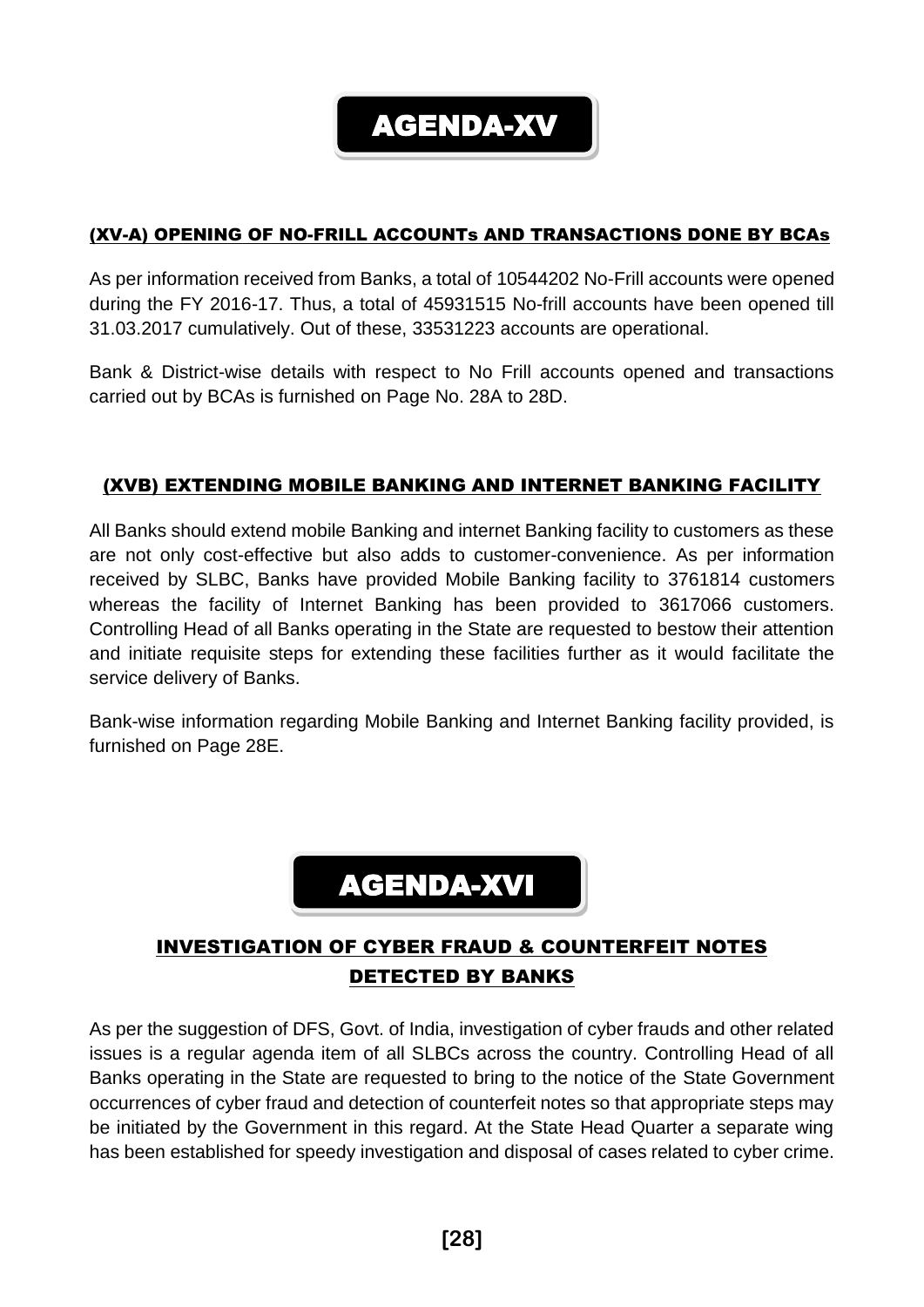# AGENDA-XV

## (XV-A) OPENING OF NO-FRILL ACCOUNTs AND TRANSACTIONS DONE BY BCAs

As per information received from Banks, a total of 10544202 No-Frill accounts were opened during the FY 2016-17. Thus, a total of 45931515 No-frill accounts have been opened till 31.03.2017 cumulatively. Out of these, 33531223 accounts are operational.

Bank & District-wise details with respect to No Frill accounts opened and transactions carried out by BCAs is furnished on Page No. 28A to 28D.

## (XVB) EXTENDING MOBILE BANKING AND INTERNET BANKING FACILITY

All Banks should extend mobile Banking and internet Banking facility to customers as these are not only cost-effective but also adds to customer-convenience. As per information received by SLBC, Banks have provided Mobile Banking facility to 3761814 customers whereas the facility of Internet Banking has been provided to 3617066 customers. Controlling Head of all Banks operating in the State are requested to bestow their attention and initiate requisite steps for extending these facilities further as it would facilitate the service delivery of Banks.

Bank-wise information regarding Mobile Banking and Internet Banking facility provided, is furnished on Page 28E.

# AGENDA-XVI

## INVESTIGATION OF CYBER FRAUD & COUNTERFEIT NOTES DETECTED BY BANKS

As per the suggestion of DFS, Govt. of India, investigation of cyber frauds and other related issues is a regular agenda item of all SLBCs across the country. Controlling Head of all Banks operating in the State are requested to bring to the notice of the State Government occurrences of cyber fraud and detection of counterfeit notes so that appropriate steps may be initiated by the Government in this regard. At the State Head Quarter a separate wing has been established for speedy investigation and disposal of cases related to cyber crime.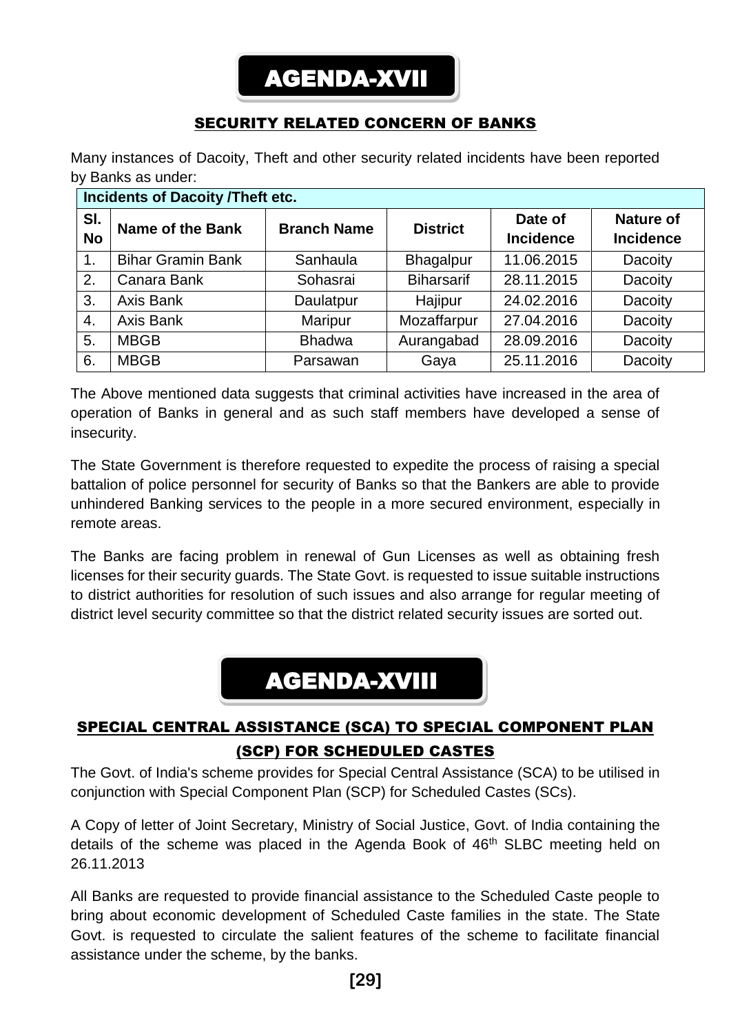# AGENDA-XVII

## SECURITY RELATED CONCERN OF BANKS

Many instances of Dacoity, Theft and other security related incidents have been reported by Banks as under:

| Incidents of Dacoity /Theft etc. | | | | | |
|---|---|---|---|---|---|
| **Sl. No** | **Name of the Bank** | **Branch Name** | **District** | **Date of Incidence** | **Nature of Incidence** |
| 1. | Bihar Gramin Bank | Sanhaula | Bhagalpur | 11.06.2015 | Dacoity |
| 2. | Canara Bank | Sohasrai | Biharsarif | 28.11.2015 | Dacoity |
| 3. | Axis Bank | Daulatpur | Hajipur | 24.02.2016 | Dacoity |
| 4. | Axis Bank | Maripur | Mozaffarpur | 27.04.2016 | Dacoity |
| 5. | MBGB | Bhadwa | Aurangabad | 28.09.2016 | Dacoity |
| 6. | MBGB | Parsawan | Gaya | 25.11.2016 | Dacoity |

The Above mentioned data suggests that criminal activities have increased in the area of operation of Banks in general and as such staff members have developed a sense of insecurity.

The State Government is therefore requested to expedite the process of raising a special battalion of police personnel for security of Banks so that the Bankers are able to provide unhindered Banking services to the people in a more secured environment, especially in remote areas.

The Banks are facing problem in renewal of Gun Licenses as well as obtaining fresh licenses for their security guards. The State Govt. is requested to issue suitable instructions to district authorities for resolution of such issues and also arrange for regular meeting of district level security committee so that the district related security issues are sorted out.

# AGENDA-XVIII

## SPECIAL CENTRAL ASSISTANCE (SCA) TO SPECIAL COMPONENT PLAN (SCP) FOR SCHEDULED CASTES

The Govt. of India's scheme provides for Special Central Assistance (SCA) to be utilised in conjunction with Special Component Plan (SCP) for Scheduled Castes (SCs).

A Copy of letter of Joint Secretary, Ministry of Social Justice, Govt. of India containing the details of the scheme was placed in the Agenda Book of 46th SLBC meeting held on 26.11.2013

All Banks are requested to provide financial assistance to the Scheduled Caste people to bring about economic development of Scheduled Caste families in the state. The State Govt. is requested to circulate the salient features of the scheme to facilitate financial assistance under the scheme, by the banks.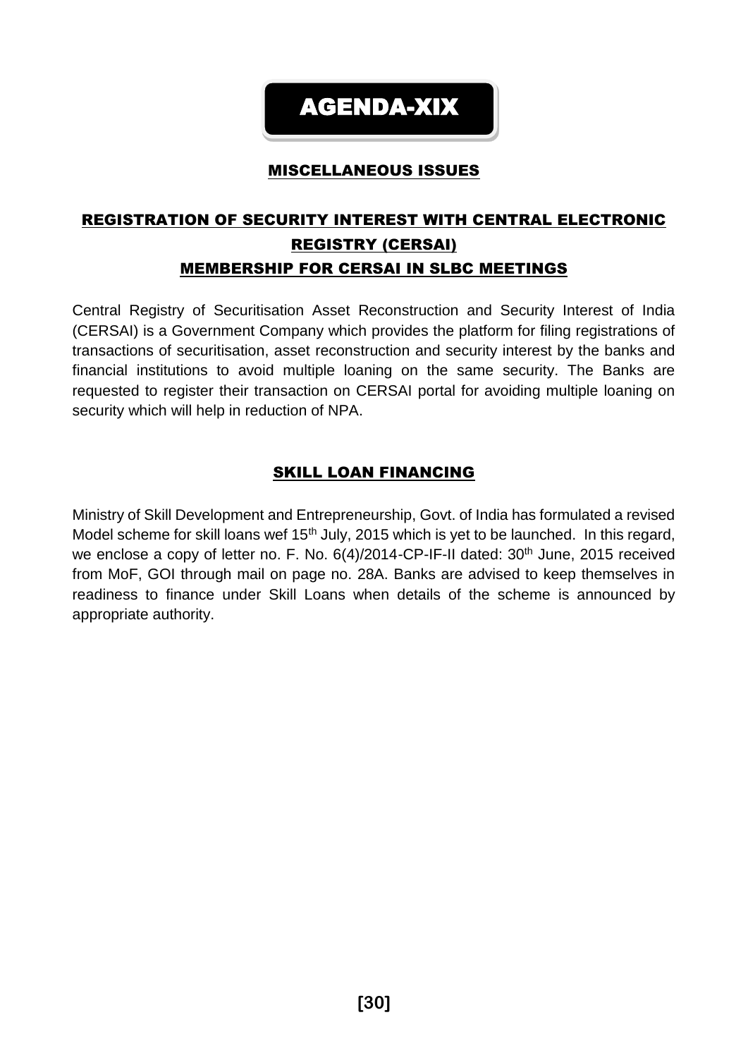# AGENDA-XIX

## MISCELLANEOUS ISSUES

## REGISTRATION OF SECURITY INTEREST WITH CENTRAL ELECTRONIC REGISTRY (CERSAI)

### MEMBERSHIP FOR CERSAI IN SLBC MEETINGS

Central Registry of Securitisation Asset Reconstruction and Security Interest of India (CERSAI) is a Government Company which provides the platform for filing registrations of transactions of securitisation, asset reconstruction and security interest by the banks and financial institutions to avoid multiple loaning on the same security. The Banks are requested to register their transaction on CERSAI portal for avoiding multiple loaning on security which will help in reduction of NPA.

## SKILL LOAN FINANCING

Ministry of Skill Development and Entrepreneurship, Govt. of India has formulated a revised Model scheme for skill loans wef 15th July, 2015 which is yet to be launched. In this regard, we enclose a copy of letter no. F. No. 6(4)/2014-CP-IF-II dated: 30th June, 2015 received from MoF, GOI through mail on page no. 28A. Banks are advised to keep themselves in readiness to finance under Skill Loans when details of the scheme is announced by appropriate authority.